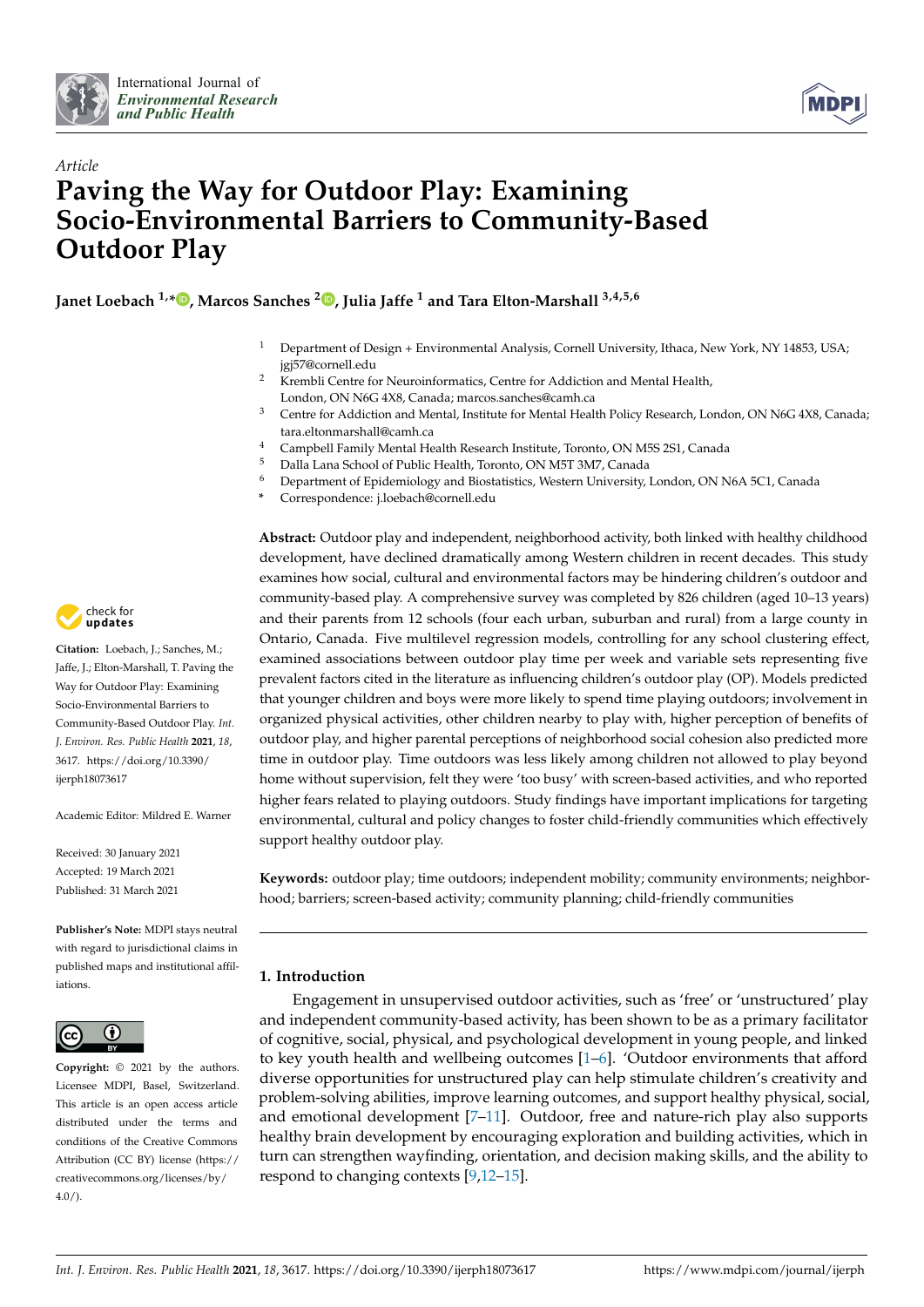*Article*

# Paving the Way for Outdoor Play: Examining Socio-Environmental Barriers to Community-Based Outdoor Play

**Janet Loebach [1,*], Marcos Sanches [2], Julia Jaffe [1] and Tara Elton-Marshall [3,4,5,6]**

1. Department of Design + Environmental Analysis, Cornell University, Ithaca, New York, NY 14853, USA; jgj57@cornell.edu
2. Krembli Centre for Neuroinformatics, Centre for Addiction and Mental Health, London, ON N6G 4X8, Canada; marcos.sanches@camh.ca
3. Centre for Addiction and Mental, Institute for Mental Health Policy Research, London, ON N6G 4X8, Canada; tara.eltonmarshall@camh.ca
4. Campbell Family Mental Health Research Institute, Toronto, ON M5S 2S1, Canada
5. Dalla Lana School of Public Health, Toronto, ON M5T 3M7, Canada
6. Department of Epidemiology and Biostatistics, Western University, London, ON N6A 5C1, Canada

\* Correspondence: j.loebach@cornell.edu

**Citation:** Loebach, J.; Sanches, M.; Jaffe, J.; Elton-Marshall, T. Paving the Way for Outdoor Play: Examining Socio-Environmental Barriers to Community-Based Outdoor Play. *Int. J. Environ. Res. Public Health* **2021**, *18*, 3617. https://doi.org/10.3390/ijerph18073617

Academic Editor: Mildred E. Warner

Received: 30 January 2021
Accepted: 19 March 2021
Published: 31 March 2021

**Publisher's Note:** MDPI stays neutral with regard to jurisdictional claims in published maps and institutional affiliations.

**Copyright:** © 2021 by the authors. Licensee MDPI, Basel, Switzerland. This article is an open access article distributed under the terms and conditions of the Creative Commons Attribution (CC BY) license (https://creativecommons.org/licenses/by/4.0/).

**Abstract:** Outdoor play and independent, neighborhood activity, both linked with healthy childhood development, have declined dramatically among Western children in recent decades. This study examines how social, cultural and environmental factors may be hindering children's outdoor and community-based play. A comprehensive survey was completed by 826 children (aged 10–13 years) and their parents from 12 schools (four each urban, suburban and rural) from a large county in Ontario, Canada. Five multilevel regression models, controlling for any school clustering effect, examined associations between outdoor play time per week and variable sets representing five prevalent factors cited in the literature as influencing children's outdoor play (OP). Models predicted that younger children and boys were more likely to spend time playing outdoors; involvement in organized physical activities, other children nearby to play with, higher perception of benefits of outdoor play, and higher parental perceptions of neighborhood social cohesion also predicted more time in outdoor play. Time outdoors was less likely among children not allowed to play beyond home without supervision, felt they were 'too busy' with screen-based activities, and who reported higher fears related to playing outdoors. Study findings have important implications for targeting environmental, cultural and policy changes to foster child-friendly communities which effectively support healthy outdoor play.

**Keywords:** outdoor play; time outdoors; independent mobility; community environments; neighborhood; barriers; screen-based activity; community planning; child-friendly communities

## 1. Introduction

Engagement in unsupervised outdoor activities, such as 'free' or 'unstructured' play and independent community-based activity, has been shown to be as a primary facilitator of cognitive, social, physical, and psychological development in young people, and linked to key youth health and wellbeing outcomes [1–6]. 'Outdoor environments that afford diverse opportunities for unstructured play can help stimulate children's creativity and problem-solving abilities, improve learning outcomes, and support healthy physical, social, and emotional development [7–11]. Outdoor, free and nature-rich play also supports healthy brain development by encouraging exploration and building activities, which in turn can strengthen wayfinding, orientation, and decision making skills, and the ability to respond to changing contexts [9,12–15].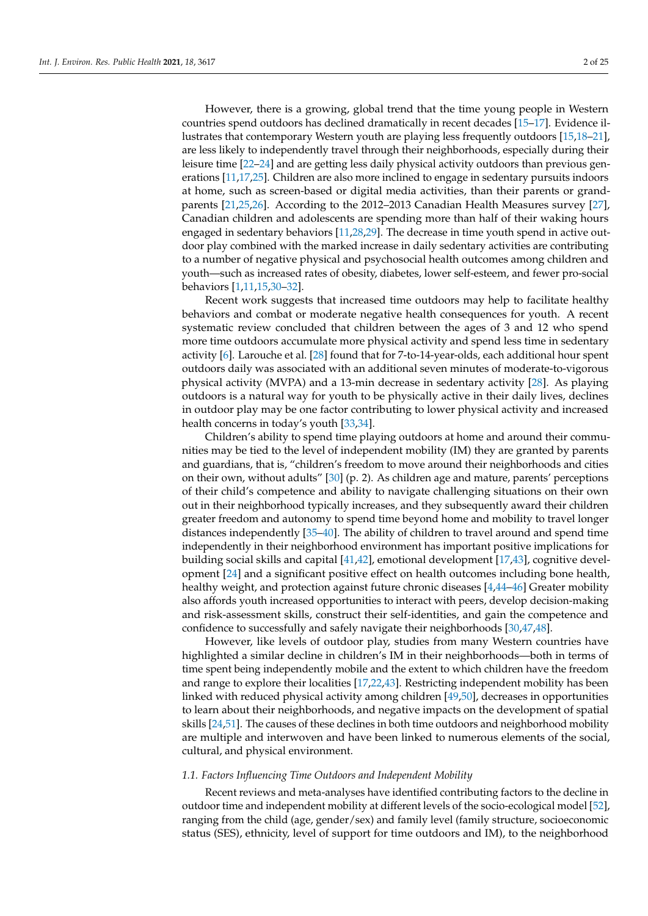However, there is a growing, global trend that the time young people in Western countries spend outdoors has declined dramatically in recent decades [15–17]. Evidence illustrates that contemporary Western youth are playing less frequently outdoors [15,18–21], are less likely to independently travel through their neighborhoods, especially during their leisure time [22–24] and are getting less daily physical activity outdoors than previous generations [11,17,25]. Children are also more inclined to engage in sedentary pursuits indoors at home, such as screen-based or digital media activities, than their parents or grandparents [21,25,26]. According to the 2012–2013 Canadian Health Measures survey [27], Canadian children and adolescents are spending more than half of their waking hours engaged in sedentary behaviors [11,28,29]. The decrease in time youth spend in active outdoor play combined with the marked increase in daily sedentary activities are contributing to a number of negative physical and psychosocial health outcomes among children and youth—such as increased rates of obesity, diabetes, lower self-esteem, and fewer pro-social behaviors [1,11,15,30–32].

Recent work suggests that increased time outdoors may help to facilitate healthy behaviors and combat or moderate negative health consequences for youth. A recent systematic review concluded that children between the ages of 3 and 12 who spend more time outdoors accumulate more physical activity and spend less time in sedentary activity [6]. Larouche et al. [28] found that for 7-to-14-year-olds, each additional hour spent outdoors daily was associated with an additional seven minutes of moderate-to-vigorous physical activity (MVPA) and a 13-min decrease in sedentary activity [28]. As playing outdoors is a natural way for youth to be physically active in their daily lives, declines in outdoor play may be one factor contributing to lower physical activity and increased health concerns in today's youth [33,34].

Children's ability to spend time playing outdoors at home and around their communities may be tied to the level of independent mobility (IM) they are granted by parents and guardians, that is, "children's freedom to move around their neighborhoods and cities on their own, without adults" [30] (p. 2). As children age and mature, parents' perceptions of their child's competence and ability to navigate challenging situations on their own out in their neighborhood typically increases, and they subsequently award their children greater freedom and autonomy to spend time beyond home and mobility to travel longer distances independently [35–40]. The ability of children to travel around and spend time independently in their neighborhood environment has important positive implications for building social skills and capital [41,42], emotional development [17,43], cognitive development [24] and a significant positive effect on health outcomes including bone health, healthy weight, and protection against future chronic diseases [4,44–46] Greater mobility also affords youth increased opportunities to interact with peers, develop decision-making and risk-assessment skills, construct their self-identities, and gain the competence and confidence to successfully and safely navigate their neighborhoods [30,47,48].

However, like levels of outdoor play, studies from many Western countries have highlighted a similar decline in children's IM in their neighborhoods—both in terms of time spent being independently mobile and the extent to which children have the freedom and range to explore their localities [17,22,43]. Restricting independent mobility has been linked with reduced physical activity among children [49,50], decreases in opportunities to learn about their neighborhoods, and negative impacts on the development of spatial skills [24,51]. The causes of these declines in both time outdoors and neighborhood mobility are multiple and interwoven and have been linked to numerous elements of the social, cultural, and physical environment.

### *1.1. Factors Influencing Time Outdoors and Independent Mobility*

Recent reviews and meta-analyses have identified contributing factors to the decline in outdoor time and independent mobility at different levels of the socio-ecological model [52], ranging from the child (age, gender/sex) and family level (family structure, socioeconomic status (SES), ethnicity, level of support for time outdoors and IM), to the neighborhood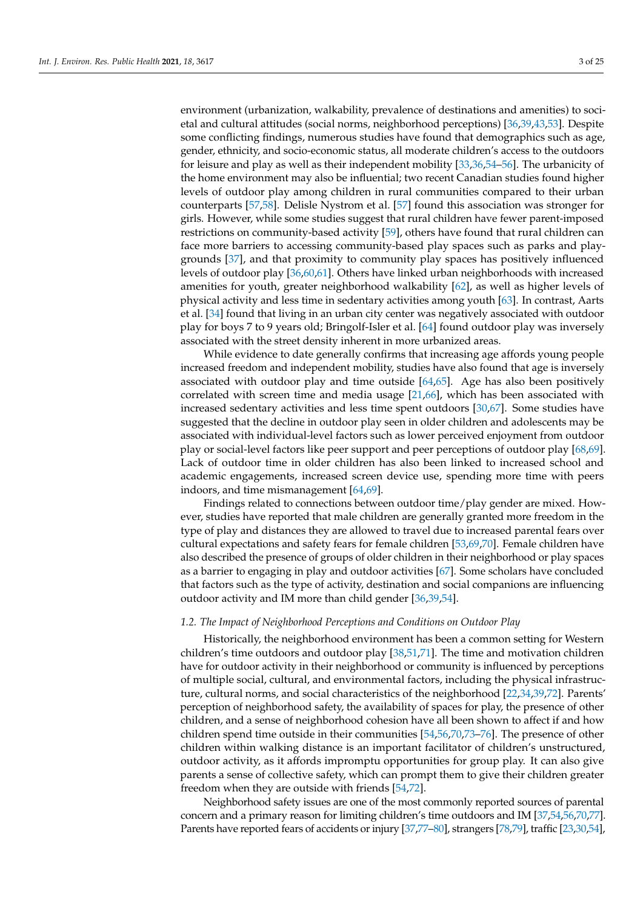environment (urbanization, walkability, prevalence of destinations and amenities) to societal and cultural attitudes (social norms, neighborhood perceptions) [36,39,43,53]. Despite some conflicting findings, numerous studies have found that demographics such as age, gender, ethnicity, and socio-economic status, all moderate children's access to the outdoors for leisure and play as well as their independent mobility [33,36,54–56]. The urbanicity of the home environment may also be influential; two recent Canadian studies found higher levels of outdoor play among children in rural communities compared to their urban counterparts [57,58]. Delisle Nystrom et al. [57] found this association was stronger for girls. However, while some studies suggest that rural children have fewer parent-imposed restrictions on community-based activity [59], others have found that rural children can face more barriers to accessing community-based play spaces such as parks and playgrounds [37], and that proximity to community play spaces has positively influenced levels of outdoor play [36,60,61]. Others have linked urban neighborhoods with increased amenities for youth, greater neighborhood walkability [62], as well as higher levels of physical activity and less time in sedentary activities among youth [63]. In contrast, Aarts et al. [34] found that living in an urban city center was negatively associated with outdoor play for boys 7 to 9 years old; Bringolf-Isler et al. [64] found outdoor play was inversely associated with the street density inherent in more urbanized areas.

While evidence to date generally confirms that increasing age affords young people increased freedom and independent mobility, studies have also found that age is inversely associated with outdoor play and time outside [64,65]. Age has also been positively correlated with screen time and media usage [21,66], which has been associated with increased sedentary activities and less time spent outdoors [30,67]. Some studies have suggested that the decline in outdoor play seen in older children and adolescents may be associated with individual-level factors such as lower perceived enjoyment from outdoor play or social-level factors like peer support and peer perceptions of outdoor play [68,69]. Lack of outdoor time in older children has also been linked to increased school and academic engagements, increased screen device use, spending more time with peers indoors, and time mismanagement [64,69].

Findings related to connections between outdoor time/play gender are mixed. However, studies have reported that male children are generally granted more freedom in the type of play and distances they are allowed to travel due to increased parental fears over cultural expectations and safety fears for female children [53,69,70]. Female children have also described the presence of groups of older children in their neighborhood or play spaces as a barrier to engaging in play and outdoor activities [67]. Some scholars have concluded that factors such as the type of activity, destination and social companions are influencing outdoor activity and IM more than child gender [36,39,54].

### *1.2. The Impact of Neighborhood Perceptions and Conditions on Outdoor Play*

Historically, the neighborhood environment has been a common setting for Western children's time outdoors and outdoor play [38,51,71]. The time and motivation children have for outdoor activity in their neighborhood or community is influenced by perceptions of multiple social, cultural, and environmental factors, including the physical infrastructure, cultural norms, and social characteristics of the neighborhood [22,34,39,72]. Parents' perception of neighborhood safety, the availability of spaces for play, the presence of other children, and a sense of neighborhood cohesion have all been shown to affect if and how children spend time outside in their communities [54,56,70,73–76]. The presence of other children within walking distance is an important facilitator of children's unstructured, outdoor activity, as it affords impromptu opportunities for group play. It can also give parents a sense of collective safety, which can prompt them to give their children greater freedom when they are outside with friends [54,72].

Neighborhood safety issues are one of the most commonly reported sources of parental concern and a primary reason for limiting children's time outdoors and IM [37,54,56,70,77]. Parents have reported fears of accidents or injury [37,77–80], strangers [78,79], traffic [23,30,54],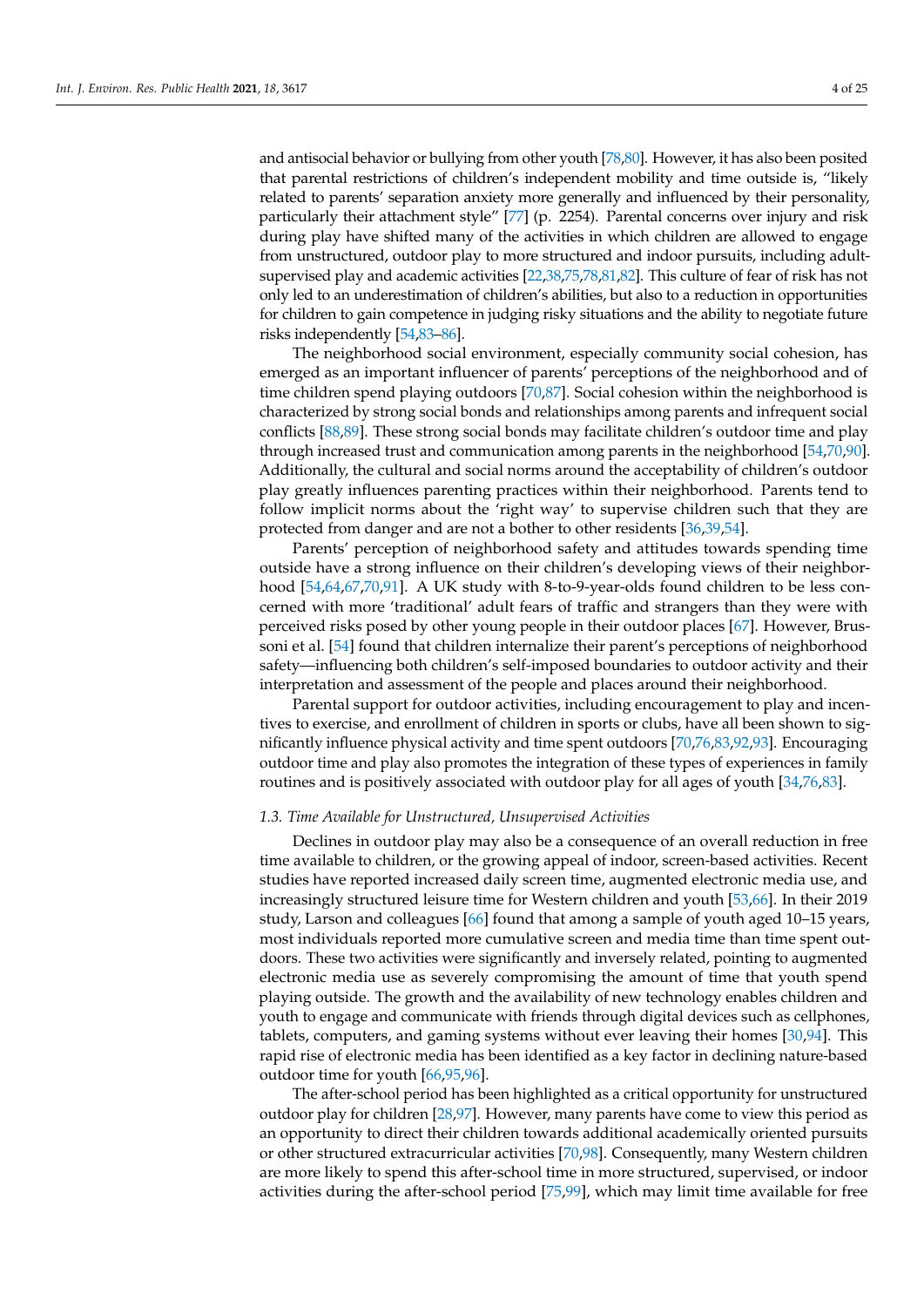and antisocial behavior or bullying from other youth [78,80]. However, it has also been posited that parental restrictions of children's independent mobility and time outside is, "likely related to parents' separation anxiety more generally and influenced by their personality, particularly their attachment style" [77] (p. 2254). Parental concerns over injury and risk during play have shifted many of the activities in which children are allowed to engage from unstructured, outdoor play to more structured and indoor pursuits, including adult-supervised play and academic activities [22,38,75,78,81,82]. This culture of fear of risk has not only led to an underestimation of children's abilities, but also to a reduction in opportunities for children to gain competence in judging risky situations and the ability to negotiate future risks independently [54,83–86].

The neighborhood social environment, especially community social cohesion, has emerged as an important influencer of parents' perceptions of the neighborhood and of time children spend playing outdoors [70,87]. Social cohesion within the neighborhood is characterized by strong social bonds and relationships among parents and infrequent social conflicts [88,89]. These strong social bonds may facilitate children's outdoor time and play through increased trust and communication among parents in the neighborhood [54,70,90]. Additionally, the cultural and social norms around the acceptability of children's outdoor play greatly influences parenting practices within their neighborhood. Parents tend to follow implicit norms about the 'right way' to supervise children such that they are protected from danger and are not a bother to other residents [36,39,54].

Parents' perception of neighborhood safety and attitudes towards spending time outside have a strong influence on their children's developing views of their neighborhood [54,64,67,70,91]. A UK study with 8-to-9-year-olds found children to be less concerned with more 'traditional' adult fears of traffic and strangers than they were with perceived risks posed by other young people in their outdoor places [67]. However, Brussoni et al. [54] found that children internalize their parent's perceptions of neighborhood safety—influencing both children's self-imposed boundaries to outdoor activity and their interpretation and assessment of the people and places around their neighborhood.

Parental support for outdoor activities, including encouragement to play and incentives to exercise, and enrollment of children in sports or clubs, have all been shown to significantly influence physical activity and time spent outdoors [70,76,83,92,93]. Encouraging outdoor time and play also promotes the integration of these types of experiences in family routines and is positively associated with outdoor play for all ages of youth [34,76,83].

### *1.3. Time Available for Unstructured, Unsupervised Activities*

Declines in outdoor play may also be a consequence of an overall reduction in free time available to children, or the growing appeal of indoor, screen-based activities. Recent studies have reported increased daily screen time, augmented electronic media use, and increasingly structured leisure time for Western children and youth [53,66]. In their 2019 study, Larson and colleagues [66] found that among a sample of youth aged 10–15 years, most individuals reported more cumulative screen and media time than time spent outdoors. These two activities were significantly and inversely related, pointing to augmented electronic media use as severely compromising the amount of time that youth spend playing outside. The growth and the availability of new technology enables children and youth to engage and communicate with friends through digital devices such as cellphones, tablets, computers, and gaming systems without ever leaving their homes [30,94]. This rapid rise of electronic media has been identified as a key factor in declining nature-based outdoor time for youth [66,95,96].

The after-school period has been highlighted as a critical opportunity for unstructured outdoor play for children [28,97]. However, many parents have come to view this period as an opportunity to direct their children towards additional academically oriented pursuits or other structured extracurricular activities [70,98]. Consequently, many Western children are more likely to spend this after-school time in more structured, supervised, or indoor activities during the after-school period [75,99], which may limit time available for free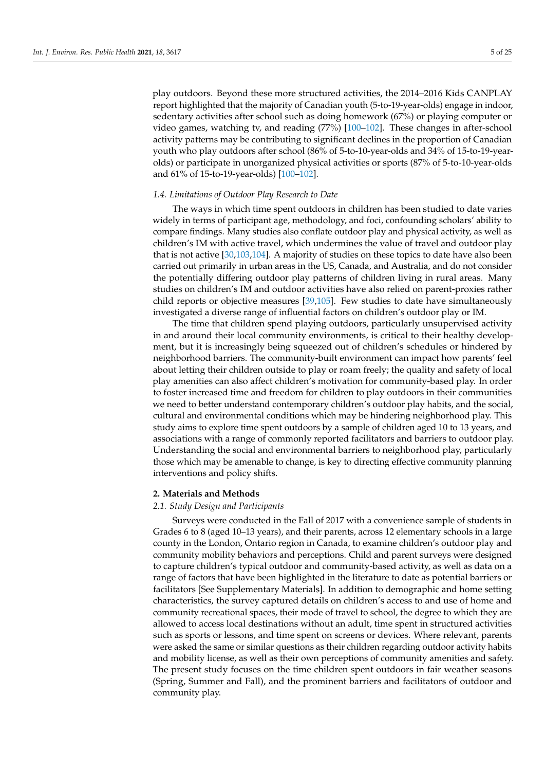play outdoors. Beyond these more structured activities, the 2014–2016 Kids CANPLAY report highlighted that the majority of Canadian youth (5-to-19-year-olds) engage in indoor, sedentary activities after school such as doing homework (67%) or playing computer or video games, watching tv, and reading (77%) [100–102]. These changes in after-school activity patterns may be contributing to significant declines in the proportion of Canadian youth who play outdoors after school (86% of 5-to-10-year-olds and 34% of 15-to-19-year-olds) or participate in unorganized physical activities or sports (87% of 5-to-10-year-olds and 61% of 15-to-19-year-olds) [100–102].

### *1.4. Limitations of Outdoor Play Research to Date*

The ways in which time spent outdoors in children has been studied to date varies widely in terms of participant age, methodology, and foci, confounding scholars' ability to compare findings. Many studies also conflate outdoor play and physical activity, as well as children's IM with active travel, which undermines the value of travel and outdoor play that is not active [30,103,104]. A majority of studies on these topics to date have also been carried out primarily in urban areas in the US, Canada, and Australia, and do not consider the potentially differing outdoor play patterns of children living in rural areas. Many studies on children's IM and outdoor activities have also relied on parent-proxies rather child reports or objective measures [39,105]. Few studies to date have simultaneously investigated a diverse range of influential factors on children's outdoor play or IM.

The time that children spend playing outdoors, particularly unsupervised activity in and around their local community environments, is critical to their healthy development, but it is increasingly being squeezed out of children's schedules or hindered by neighborhood barriers. The community-built environment can impact how parents' feel about letting their children outside to play or roam freely; the quality and safety of local play amenities can also affect children's motivation for community-based play. In order to foster increased time and freedom for children to play outdoors in their communities we need to better understand contemporary children's outdoor play habits, and the social, cultural and environmental conditions which may be hindering neighborhood play. This study aims to explore time spent outdoors by a sample of children aged 10 to 13 years, and associations with a range of commonly reported facilitators and barriers to outdoor play. Understanding the social and environmental barriers to neighborhood play, particularly those which may be amenable to change, is key to directing effective community planning interventions and policy shifts.

## **2. Materials and Methods**

### *2.1. Study Design and Participants*

Surveys were conducted in the Fall of 2017 with a convenience sample of students in Grades 6 to 8 (aged 10–13 years), and their parents, across 12 elementary schools in a large county in the London, Ontario region in Canada, to examine children's outdoor play and community mobility behaviors and perceptions. Child and parent surveys were designed to capture children's typical outdoor and community-based activity, as well as data on a range of factors that have been highlighted in the literature to date as potential barriers or facilitators [See Supplementary Materials]. In addition to demographic and home setting characteristics, the survey captured details on children's access to and use of home and community recreational spaces, their mode of travel to school, the degree to which they are allowed to access local destinations without an adult, time spent in structured activities such as sports or lessons, and time spent on screens or devices. Where relevant, parents were asked the same or similar questions as their children regarding outdoor activity habits and mobility license, as well as their own perceptions of community amenities and safety. The present study focuses on the time children spent outdoors in fair weather seasons (Spring, Summer and Fall), and the prominent barriers and facilitators of outdoor and community play.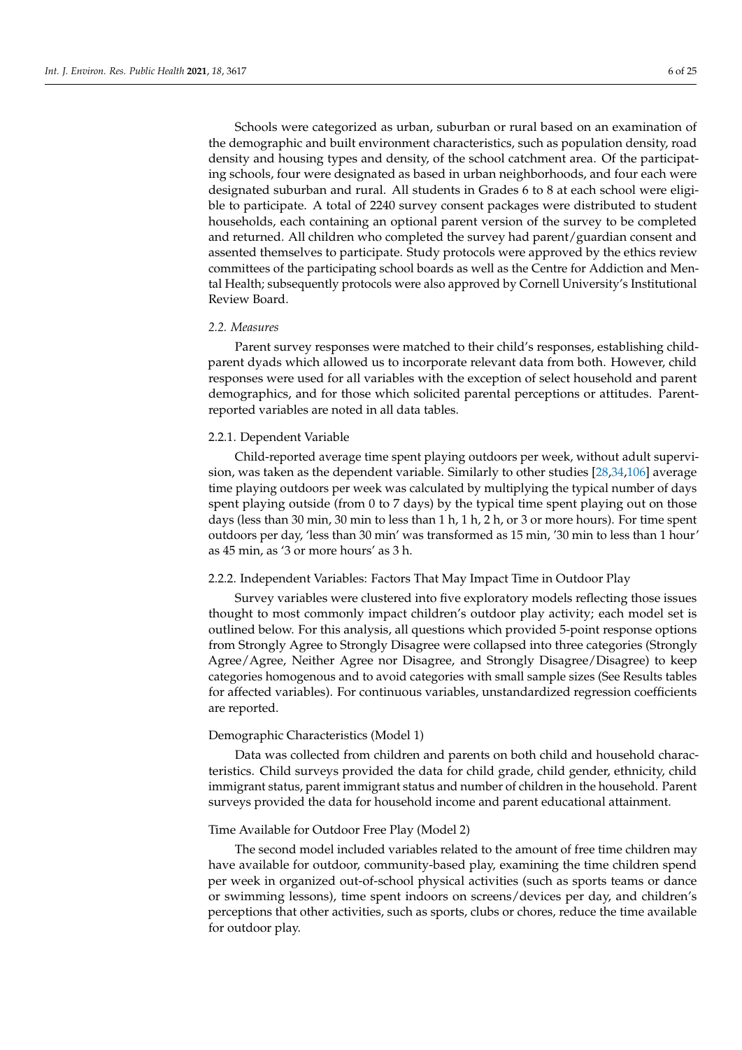Schools were categorized as urban, suburban or rural based on an examination of the demographic and built environment characteristics, such as population density, road density and housing types and density, of the school catchment area. Of the participating schools, four were designated as based in urban neighborhoods, and four each were designated suburban and rural. All students in Grades 6 to 8 at each school were eligible to participate. A total of 2240 survey consent packages were distributed to student households, each containing an optional parent version of the survey to be completed and returned. All children who completed the survey had parent/guardian consent and assented themselves to participate. Study protocols were approved by the ethics review committees of the participating school boards as well as the Centre for Addiction and Mental Health; subsequently protocols were also approved by Cornell University's Institutional Review Board.

### *2.2. Measures*

Parent survey responses were matched to their child's responses, establishing child-parent dyads which allowed us to incorporate relevant data from both. However, child responses were used for all variables with the exception of select household and parent demographics, and for those which solicited parental perceptions or attitudes. Parent-reported variables are noted in all data tables.

#### 2.2.1. Dependent Variable

Child-reported average time spent playing outdoors per week, without adult supervision, was taken as the dependent variable. Similarly to other studies [28,34,106] average time playing outdoors per week was calculated by multiplying the typical number of days spent playing outside (from 0 to 7 days) by the typical time spent playing out on those days (less than 30 min, 30 min to less than 1 h, 1 h, 2 h, or 3 or more hours). For time spent outdoors per day, 'less than 30 min' was transformed as 15 min, '30 min to less than 1 hour' as 45 min, as '3 or more hours' as 3 h.

#### 2.2.2. Independent Variables: Factors That May Impact Time in Outdoor Play

Survey variables were clustered into five exploratory models reflecting those issues thought to most commonly impact children's outdoor play activity; each model set is outlined below. For this analysis, all questions which provided 5-point response options from Strongly Agree to Strongly Disagree were collapsed into three categories (Strongly Agree/Agree, Neither Agree nor Disagree, and Strongly Disagree/Disagree) to keep categories homogenous and to avoid categories with small sample sizes (See Results tables for affected variables). For continuous variables, unstandardized regression coefficients are reported.

##### Demographic Characteristics (Model 1)

Data was collected from children and parents on both child and household characteristics. Child surveys provided the data for child grade, child gender, ethnicity, child immigrant status, parent immigrant status and number of children in the household. Parent surveys provided the data for household income and parent educational attainment.

##### Time Available for Outdoor Free Play (Model 2)

The second model included variables related to the amount of free time children may have available for outdoor, community-based play, examining the time children spend per week in organized out-of-school physical activities (such as sports teams or dance or swimming lessons), time spent indoors on screens/devices per day, and children's perceptions that other activities, such as sports, clubs or chores, reduce the time available for outdoor play.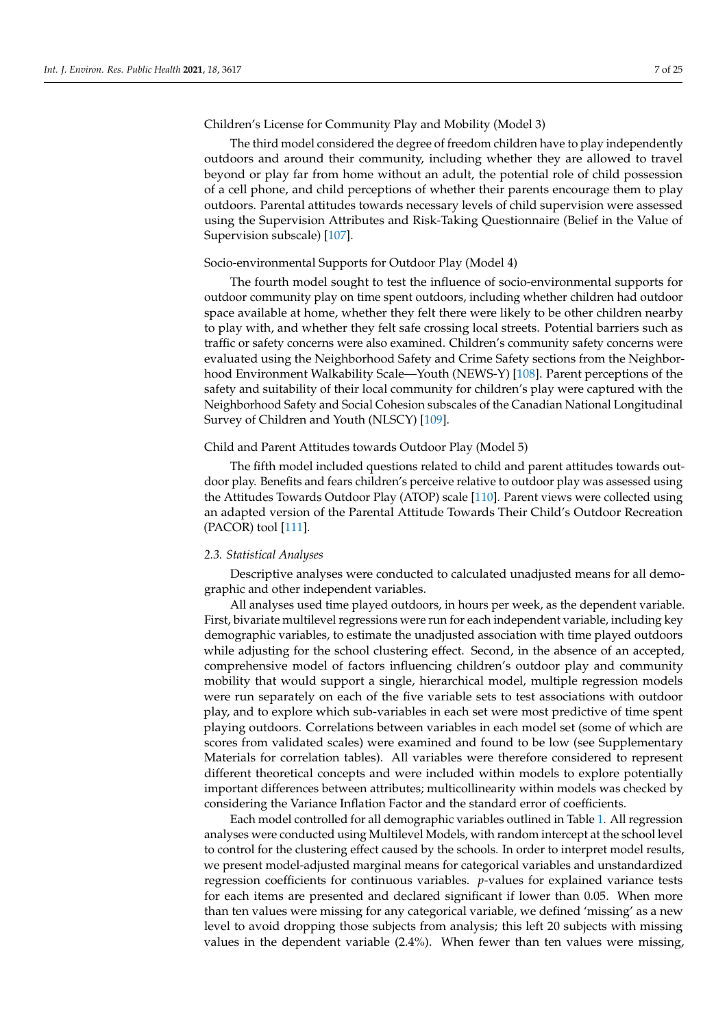Children's License for Community Play and Mobility (Model 3)

The third model considered the degree of freedom children have to play independently outdoors and around their community, including whether they are allowed to travel beyond or play far from home without an adult, the potential role of child possession of a cell phone, and child perceptions of whether their parents encourage them to play outdoors. Parental attitudes towards necessary levels of child supervision were assessed using the Supervision Attributes and Risk-Taking Questionnaire (Belief in the Value of Supervision subscale) [107].

Socio-environmental Supports for Outdoor Play (Model 4)

The fourth model sought to test the influence of socio-environmental supports for outdoor community play on time spent outdoors, including whether children had outdoor space available at home, whether they felt there were likely to be other children nearby to play with, and whether they felt safe crossing local streets. Potential barriers such as traffic or safety concerns were also examined. Children's community safety concerns were evaluated using the Neighborhood Safety and Crime Safety sections from the Neighborhood Environment Walkability Scale—Youth (NEWS-Y) [108]. Parent perceptions of the safety and suitability of their local community for children's play were captured with the Neighborhood Safety and Social Cohesion subscales of the Canadian National Longitudinal Survey of Children and Youth (NLSCY) [109].

Child and Parent Attitudes towards Outdoor Play (Model 5)

The fifth model included questions related to child and parent attitudes towards outdoor play. Benefits and fears children's perceive relative to outdoor play was assessed using the Attitudes Towards Outdoor Play (ATOP) scale [110]. Parent views were collected using an adapted version of the Parental Attitude Towards Their Child's Outdoor Recreation (PACOR) tool [111].

### *2.3. Statistical Analyses*

Descriptive analyses were conducted to calculated unadjusted means for all demographic and other independent variables.

All analyses used time played outdoors, in hours per week, as the dependent variable. First, bivariate multilevel regressions were run for each independent variable, including key demographic variables, to estimate the unadjusted association with time played outdoors while adjusting for the school clustering effect. Second, in the absence of an accepted, comprehensive model of factors influencing children's outdoor play and community mobility that would support a single, hierarchical model, multiple regression models were run separately on each of the five variable sets to test associations with outdoor play, and to explore which sub-variables in each set were most predictive of time spent playing outdoors. Correlations between variables in each model set (some of which are scores from validated scales) were examined and found to be low (see Supplementary Materials for correlation tables). All variables were therefore considered to represent different theoretical concepts and were included within models to explore potentially important differences between attributes; multicollinearity within models was checked by considering the Variance Inflation Factor and the standard error of coefficients.

Each model controlled for all demographic variables outlined in Table 1. All regression analyses were conducted using Multilevel Models, with random intercept at the school level to control for the clustering effect caused by the schools. In order to interpret model results, we present model-adjusted marginal means for categorical variables and unstandardized regression coefficients for continuous variables. *p*-values for explained variance tests for each items are presented and declared significant if lower than 0.05. When more than ten values were missing for any categorical variable, we defined 'missing' as a new level to avoid dropping those subjects from analysis; this left 20 subjects with missing values in the dependent variable (2.4%). When fewer than ten values were missing,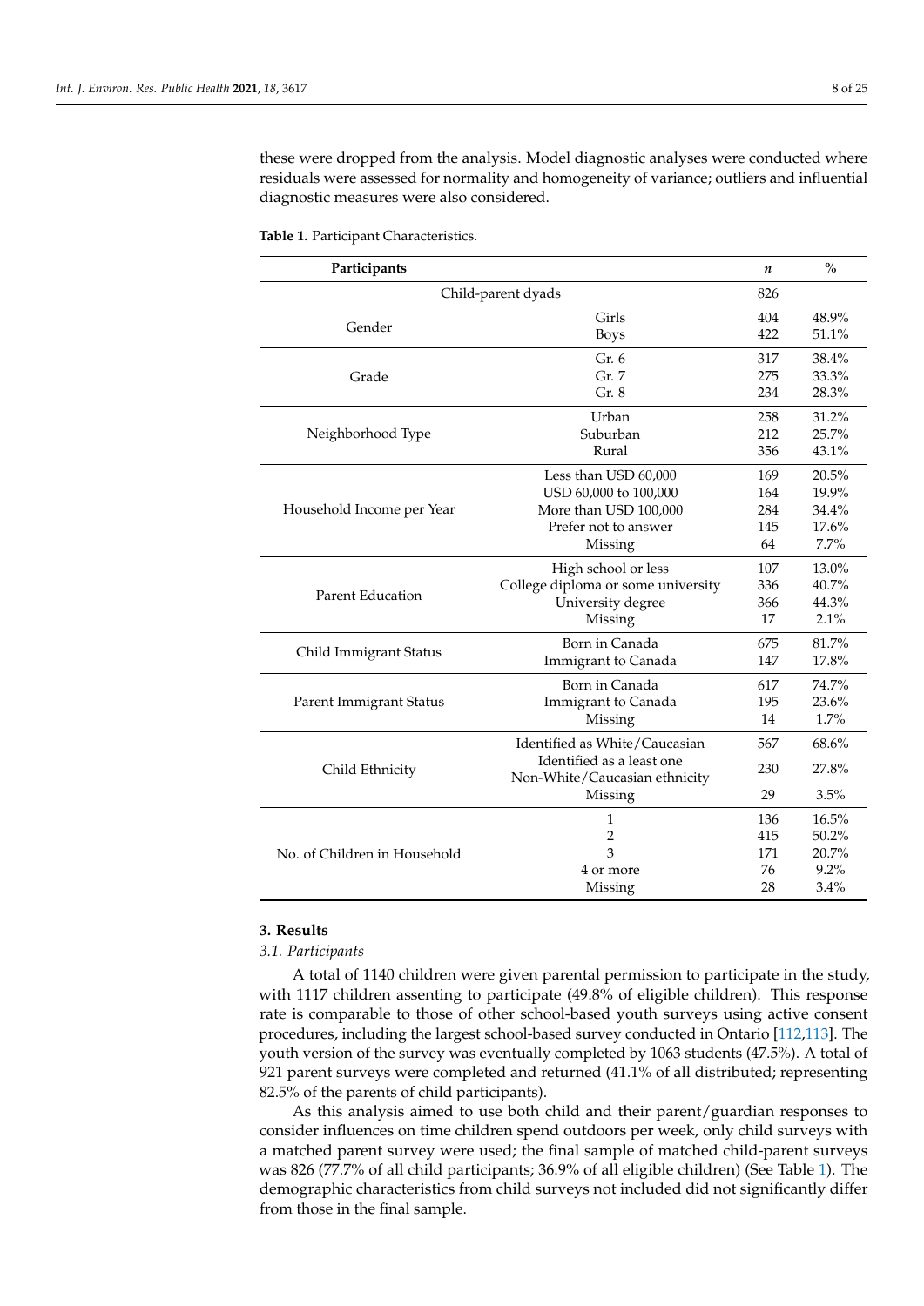these were dropped from the analysis. Model diagnostic analyses were conducted where residuals were assessed for normality and homogeneity of variance; outliers and influential diagnostic measures were also considered.

**Table 1.** Participant Characteristics.

| Participants | | *n* | % |
|---|---|---|---|
| Child-parent dyads | | 826 | |
| Gender | Girls | 404 | 48.9% |
| | Boys | 422 | 51.1% |
| Grade | Gr. 6 | 317 | 38.4% |
| | Gr. 7 | 275 | 33.3% |
| | Gr. 8 | 234 | 28.3% |
| Neighborhood Type | Urban | 258 | 31.2% |
| | Suburban | 212 | 25.7% |
| | Rural | 356 | 43.1% |
| Household Income per Year | Less than USD 60,000 | 169 | 20.5% |
| | USD 60,000 to 100,000 | 164 | 19.9% |
| | More than USD 100,000 | 284 | 34.4% |
| | Prefer not to answer | 145 | 17.6% |
| | Missing | 64 | 7.7% |
| Parent Education | High school or less | 107 | 13.0% |
| | College diploma or some university | 336 | 40.7% |
| | University degree | 366 | 44.3% |
| | Missing | 17 | 2.1% |
| Child Immigrant Status | Born in Canada | 675 | 81.7% |
| | Immigrant to Canada | 147 | 17.8% |
| Parent Immigrant Status | Born in Canada | 617 | 74.7% |
| | Immigrant to Canada | 195 | 23.6% |
| | Missing | 14 | 1.7% |
| Child Ethnicity | Identified as White/Caucasian | 567 | 68.6% |
| | Identified as a least one Non-White/Caucasian ethnicity | 230 | 27.8% |
| | Missing | 29 | 3.5% |
| No. of Children in Household | 1 | 136 | 16.5% |
| | 2 | 415 | 50.2% |
| | 3 | 171 | 20.7% |
| | 4 or more | 76 | 9.2% |
| | Missing | 28 | 3.4% |

## 3. Results

### *3.1. Participants*

A total of 1140 children were given parental permission to participate in the study, with 1117 children assenting to participate (49.8% of eligible children). This response rate is comparable to those of other school-based youth surveys using active consent procedures, including the largest school-based survey conducted in Ontario [112,113]. The youth version of the survey was eventually completed by 1063 students (47.5%). A total of 921 parent surveys were completed and returned (41.1% of all distributed; representing 82.5% of the parents of child participants).

As this analysis aimed to use both child and their parent/guardian responses to consider influences on time children spend outdoors per week, only child surveys with a matched parent survey were used; the final sample of matched child-parent surveys was 826 (77.7% of all child participants; 36.9% of all eligible children) (See Table 1). The demographic characteristics from child surveys not included did not significantly differ from those in the final sample.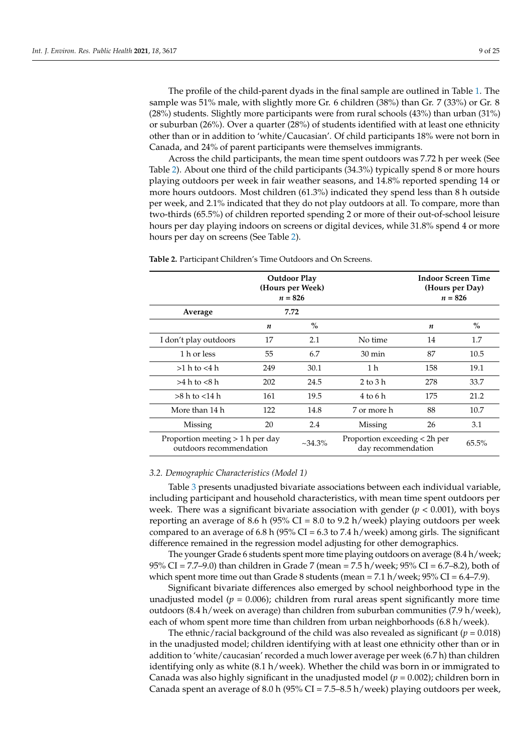The profile of the child-parent dyads in the final sample are outlined in Table 1. The sample was 51% male, with slightly more Gr. 6 children (38%) than Gr. 7 (33%) or Gr. 8 (28%) students. Slightly more participants were from rural schools (43%) than urban (31%) or suburban (26%). Over a quarter (28%) of students identified with at least one ethnicity other than or in addition to 'white/Caucasian'. Of child participants 18% were not born in Canada, and 24% of parent participants were themselves immigrants.

Across the child participants, the mean time spent outdoors was 7.72 h per week (See Table 2). About one third of the child participants (34.3%) typically spend 8 or more hours playing outdoors per week in fair weather seasons, and 14.8% reported spending 14 or more hours outdoors. Most children (61.3%) indicated they spend less than 8 h outside per week, and 2.1% indicated that they do not play outdoors at all. To compare, more than two-thirds (65.5%) of children reported spending 2 or more of their out-of-school leisure hours per day playing indoors on screens or digital devices, while 31.8% spend 4 or more hours per day on screens (See Table 2).

**Table 2.** Participant Children's Time Outdoors and On Screens.

| | Outdoor Play (Hours per Week) $n$ = 826 | | | Indoor Screen Time (Hours per Day) $n$ = 826 | |
|---|---|---|---|---|---|
| **Average** | **7.72** | | | | |
| | $n$ | % | | $n$ | % |
| I don't play outdoors | 17 | 2.1 | No time | 14 | 1.7 |
| 1 h or less | 55 | 6.7 | 30 min | 87 | 10.5 |
| >1 h to <4 h | 249 | 30.1 | 1 h | 158 | 19.1 |
| >4 h to <8 h | 202 | 24.5 | 2 to 3 h | 278 | 33.7 |
| >8 h to <14 h | 161 | 19.5 | 4 to 6 h | 175 | 21.2 |
| More than 14 h | 122 | 14.8 | 7 or more h | 88 | 10.7 |
| Missing | 20 | 2.4 | Missing | 26 | 3.1 |
| Proportion meeting > 1 h per day outdoors recommendation | | ~34.3% | Proportion exceeding < 2h per day recommendation | | 65.5% |

### 3.2. Demographic Characteristics (Model 1)

Table 3 presents unadjusted bivariate associations between each individual variable, including participant and household characteristics, with mean time spent outdoors per week. There was a significant bivariate association with gender ($p < 0.001$), with boys reporting an average of 8.6 h (95% CI = 8.0 to 9.2 h/week) playing outdoors per week compared to an average of 6.8 h (95% CI = 6.3 to 7.4 h/week) among girls. The significant difference remained in the regression model adjusting for other demographics.

The younger Grade 6 students spent more time playing outdoors on average (8.4 h/week; 95% CI = 7.7–9.0) than children in Grade 7 (mean = 7.5 h/week; 95% CI = 6.7–8.2), both of which spent more time out than Grade 8 students (mean = 7.1 h/week; 95% CI = 6.4–7.9).

Significant bivariate differences also emerged by school neighborhood type in the unadjusted model ($p = 0.006$); children from rural areas spent significantly more time outdoors (8.4 h/week on average) than children from suburban communities (7.9 h/week), each of whom spent more time than children from urban neighborhoods (6.8 h/week).

The ethnic/racial background of the child was also revealed as significant ($p = 0.018$) in the unadjusted model; children identifying with at least one ethnicity other than or in addition to 'white/caucasian' recorded a much lower average per week (6.7 h) than children identifying only as white (8.1 h/week). Whether the child was born in or immigrated to Canada was also highly significant in the unadjusted model ($p = 0.002$); children born in Canada spent an average of 8.0 h (95% CI = 7.5–8.5 h/week) playing outdoors per week,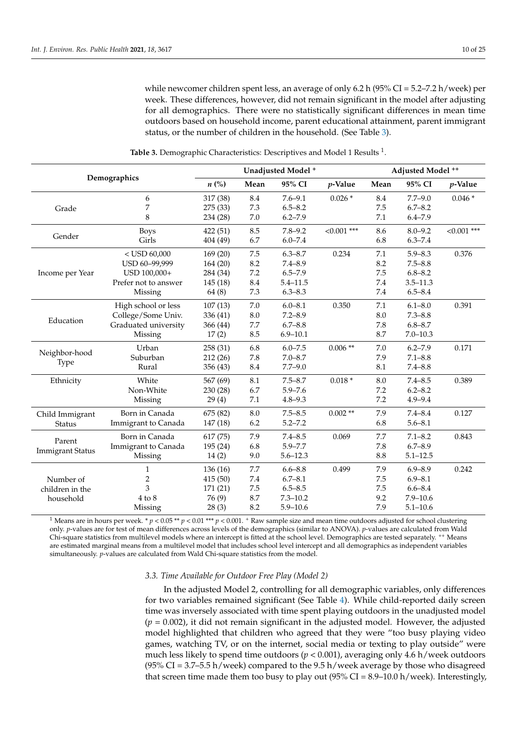while newcomer children spent less, an average of only 6.2 h (95% CI = 5.2–7.2 h/week) per week. These differences, however, did not remain significant in the model after adjusting for all demographics. There were no statistically significant differences in mean time outdoors based on household income, parent educational attainment, parent immigrant status, or the number of children in the household. (See Table 3).

**Table 3.** Demographic Characteristics: Descriptives and Model 1 Results [1].

| Demographics | | Unadjusted Model [+] | | | | Adjusted Model [++] | | |
|---|---|---|---|---|---|---|---|---|
| | | *n* (%) | Mean | 95% CI | *p*-Value | Mean | 95% CI | *p*-Value |
| Grade | 6 | 317 (38) | 8.4 | 7.6–9.1 | 0.026 * | 8.4 | 7.7–9.0 | 0.046 * |
| | 7 | 275 (33) | 7.3 | 6.5–8.2 | | 7.5 | 6.7–8.2 | |
| | 8 | 234 (28) | 7.0 | 6.2–7.9 | | 7.1 | 6.4–7.9 | |
| Gender | Boys | 422 (51) | 8.5 | 7.8–9.2 | <0.001 *** | 8.6 | 8.0–9.2 | <0.001 *** |
| | Girls | 404 (49) | 6.7 | 6.0–7.4 | | 6.8 | 6.3–7.4 | |
| Income per Year | < USD 60,000 | 169 (20) | 7.5 | 6.3–8.7 | 0.234 | 7.1 | 5.9–8.3 | 0.376 |
| | USD 60–99,999 | 164 (20) | 8.2 | 7.4–8.9 | | 8.2 | 7.5–8.8 | |
| | USD 100,000+ | 284 (34) | 7.2 | 6.5–7.9 | | 7.5 | 6.8–8.2 | |
| | Prefer not to answer | 145 (18) | 8.4 | 5.4–11.5 | | 7.4 | 3.5–11.3 | |
| | Missing | 64 (8) | 7.3 | 6.3–8.3 | | 7.4 | 6.5–8.4 | |
| Education | High school or less | 107 (13) | 7.0 | 6.0–8.1 | 0.350 | 7.1 | 6.1–8.0 | 0.391 |
| | College/Some Univ. | 336 (41) | 8.0 | 7.2–8.9 | | 8.0 | 7.3–8.8 | |
| | Graduated university | 366 (44) | 7.7 | 6.7–8.8 | | 7.8 | 6.8–8.7 | |
| | Missing | 17 (2) | 8.5 | 6.9–10.1 | | 8.7 | 7.0–10.3 | |
| Neighbor-hood Type | Urban | 258 (31) | 6.8 | 6.0–7.5 | 0.006 ** | 7.0 | 6.2–7.9 | 0.171 |
| | Suburban | 212 (26) | 7.8 | 7.0–8.7 | | 7.9 | 7.1–8.8 | |
| | Rural | 356 (43) | 8.4 | 7.7–9.0 | | 8.1 | 7.4–8.8 | |
| Ethnicity | White | 567 (69) | 8.1 | 7.5–8.7 | 0.018 * | 8.0 | 7.4–8.5 | 0.389 |
| | Non-White | 230 (28) | 6.7 | 5.9–7.6 | | 7.2 | 6.2–8.2 | |
| | Missing | 29 (4) | 7.1 | 4.8–9.3 | | 7.2 | 4.9–9.4 | |
| Child Immigrant Status | Born in Canada | 675 (82) | 8.0 | 7.5–8.5 | 0.002 ** | 7.9 | 7.4–8.4 | 0.127 |
| | Immigrant to Canada | 147 (18) | 6.2 | 5.2–7.2 | | 6.8 | 5.6–8.1 | |
| Parent Immigrant Status | Born in Canada | 617 (75) | 7.9 | 7.4–8.5 | 0.069 | 7.7 | 7.1–8.2 | 0.843 |
| | Immigrant to Canada | 195 (24) | 6.8 | 5.9–7.7 | | 7.8 | 6.7–8.9 | |
| | Missing | 14 (2) | 9.0 | 5.6–12.3 | | 8.8 | 5.1–12.5 | |
| Number of children in the household | 1 | 136 (16) | 7.7 | 6.6–8.8 | 0.499 | 7.9 | 6.9–8.9 | 0.242 |
| | 2 | 415 (50) | 7.4 | 6.7–8.1 | | 7.5 | 6.9–8.1 | |
| | 3 | 171 (21) | 7.5 | 6.5–8.5 | | 7.5 | 6.6–8.4 | |
| | 4 to 8 | 76 (9) | 8.7 | 7.3–10.2 | | 9.2 | 7.9–10.6 | |
| | Missing | 28 (3) | 8.2 | 5.9–10.6 | | 7.9 | 5.1–10.6 | |

[1] Means are in hours per week. * $p < 0.05$ ** $p < 0.01$ *** $p < 0.001$. [+] Raw sample size and mean time outdoors adjusted for school clustering only. *p*-values are for test of mean differences across levels of the demographics (similar to ANOVA). *p*-values are calculated from Wald Chi-square statistics from multilevel models where an intercept is fitted at the school level. Demographics are tested separately. [++] Means are estimated marginal means from a multilevel model that includes school level intercept and all demographics as independent variables simultaneously. *p*-values are calculated from Wald Chi-square statistics from the model.

### 3.3. Time Available for Outdoor Free Play (Model 2)

In the adjusted Model 2, controlling for all demographic variables, only differences for two variables remained significant (See Table 4). While child-reported daily screen time was inversely associated with time spent playing outdoors in the unadjusted model ($p = 0.002$), it did not remain significant in the adjusted model. However, the adjusted model highlighted that children who agreed that they were "too busy playing video games, watching TV, or on the internet, social media or texting to play outside" were much less likely to spend time outdoors ($p < 0.001$), averaging only 4.6 h/week outdoors (95% CI = 3.7–5.5 h/week) compared to the 9.5 h/week average by those who disagreed that screen time made them too busy to play out (95% CI = 8.9–10.0 h/week). Interestingly,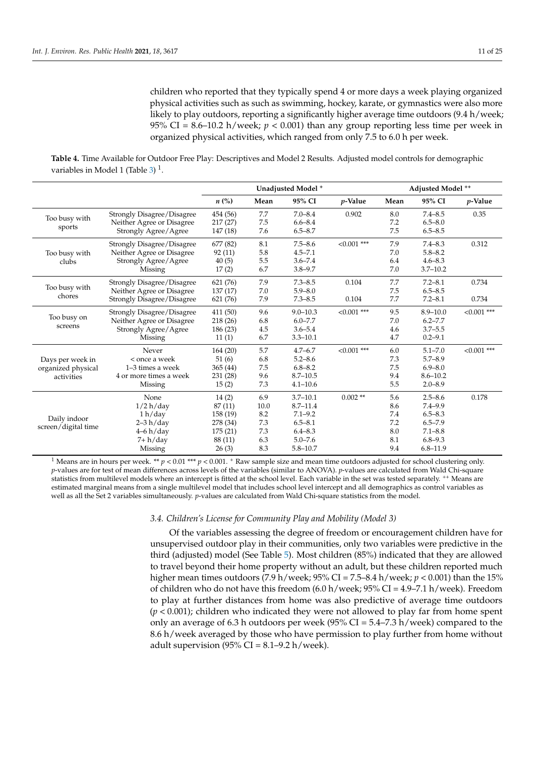children who reported that they typically spend 4 or more days a week playing organized physical activities such as such as swimming, hockey, karate, or gymnastics were also more likely to play outdoors, reporting a significantly higher average time outdoors (9.4 h/week; 95% CI = 8.6–10.2 h/week; $p < 0.001$) than any group reporting less time per week in organized physical activities, which ranged from only 7.5 to 6.0 h per week.

**Table 4.** Time Available for Outdoor Free Play: Descriptives and Model 2 Results. Adjusted model controls for demographic variables in Model 1 (Table 3) [1].

| | | Unadjusted Model + | | | | Adjusted Model ++ | | |
|---|---|---|---|---|---|---|---|---|
| | | *n* (%) | Mean | 95% CI | *p*-Value | Mean | 95% CI | *p*-Value |
| Too busy with sports | Strongly Disagree/Disagree | 454 (56) | 7.7 | 7.0–8.4 | 0.902 | 8.0 | 7.4–8.5 | 0.35 |
| | Neither Agree or Disagree | 217 (27) | 7.5 | 6.6–8.4 | | 7.2 | 6.5–8.0 | |
| | Strongly Agree/Agree | 147 (18) | 7.6 | 6.5–8.7 | | 7.5 | 6.5–8.5 | |
| Too busy with clubs | Strongly Disagree/Disagree | 677 (82) | 8.1 | 7.5–8.6 | <0.001 *** | 7.9 | 7.4–8.3 | 0.312 |
| | Neither Agree or Disagree | 92 (11) | 5.8 | 4.5–7.1 | | 7.0 | 5.8–8.2 | |
| | Strongly Agree/Agree | 40 (5) | 5.5 | 3.6–7.4 | | 6.4 | 4.6–8.3 | |
| | Missing | 17 (2) | 6.7 | 3.8–9.7 | | 7.0 | 3.7–10.2 | |
| Too busy with chores | Strongly Disagree/Disagree | 621 (76) | 7.9 | 7.3–8.5 | 0.104 | 7.7 | 7.2–8.1 | 0.734 |
| | Neither Agree or Disagree | 137 (17) | 7.0 | 5.9–8.0 | | 7.5 | 6.5–8.5 | |
| | Strongly Disagree/Disagree | 621 (76) | 7.9 | 7.3–8.5 | 0.104 | 7.7 | 7.2–8.1 | 0.734 |
| Too busy on screens | Strongly Disagree/Disagree | 411 (50) | 9.6 | 9.0–10.3 | <0.001 *** | 9.5 | 8.9–10.0 | <0.001 *** |
| | Neither Agree or Disagree | 218 (26) | 6.8 | 6.0–7.7 | | 7.0 | 6.2–7.7 | |
| | Strongly Agree/Agree | 186 (23) | 4.5 | 3.6–5.4 | | 4.6 | 3.7–5.5 | |
| | Missing | 11 (1) | 6.7 | 3.3–10.1 | | 4.7 | 0.2–9.1 | |
| Days per week in organized physical activities | Never | 164 (20) | 5.7 | 4.7–6.7 | <0.001 *** | 6.0 | 5.1–7.0 | <0.001 *** |
| | < once a week | 51 (6) | 6.8 | 5.2–8.6 | | 7.3 | 5.7–8.9 | |
| | 1–3 times a week | 365 (44) | 7.5 | 6.8–8.2 | | 7.5 | 6.9–8.0 | |
| | 4 or more times a week | 231 (28) | 9.6 | 8.7–10.5 | | 9.4 | 8.6–10.2 | |
| | Missing | 15 (2) | 7.3 | 4.1–10.6 | | 5.5 | 2.0–8.9 | |
| Daily indoor screen/digital time | None | 14 (2) | 6.9 | 3.7–10.1 | 0.002 ** | 5.6 | 2.5–8.6 | 0.178 |
| | 1/2 h/day | 87 (11) | 10.0 | 8.7–11.4 | | 8.6 | 7.4–9.9 | |
| | 1 h/day | 158 (19) | 8.2 | 7.1–9.2 | | 7.4 | 6.5–8.3 | |
| | 2–3 h/day | 278 (34) | 7.3 | 6.5–8.1 | | 7.2 | 6.5–7.9 | |
| | 4–6 h/day | 175 (21) | 7.3 | 6.4–8.3 | | 8.0 | 7.1–8.8 | |
| | 7+ h/day | 88 (11) | 6.3 | 5.0–7.6 | | 8.1 | 6.8–9.3 | |
| | Missing | 26 (3) | 8.3 | 5.8–10.7 | | 9.4 | 6.8–11.9 | |

[1] Means are in hours per week. ** $p < 0.01$ *** $p < 0.001$. + Raw sample size and mean time outdoors adjusted for school clustering only. *p*-values are for test of mean differences across levels of the variables (similar to ANOVA). *p*-values are calculated from Wald Chi-square statistics from multilevel models where an intercept is fitted at the school level. Each variable in the set was tested separately. ++ Means are estimated marginal means from a single multilevel model that includes school level intercept and all demographics as control variables as well as all the Set 2 variables simultaneously. *p*-values are calculated from Wald Chi-square statistics from the model.

### 3.4. Children's License for Community Play and Mobility (Model 3)

Of the variables assessing the degree of freedom or encouragement children have for unsupervised outdoor play in their communities, only two variables were predictive in the third (adjusted) model (See Table 5). Most children (85%) indicated that they are allowed to travel beyond their home property without an adult, but these children reported much higher mean times outdoors (7.9 h/week; 95% CI = 7.5–8.4 h/week; $p < 0.001$) than the 15% of children who do not have this freedom (6.0 h/week; 95% CI = 4.9–7.1 h/week). Freedom to play at further distances from home was also predictive of average time outdoors ($p < 0.001$); children who indicated they were not allowed to play far from home spent only an average of 6.3 h outdoors per week (95% CI = 5.4–7.3 h/week) compared to the 8.6 h/week averaged by those who have permission to play further from home without adult supervision (95% CI = 8.1–9.2 h/week).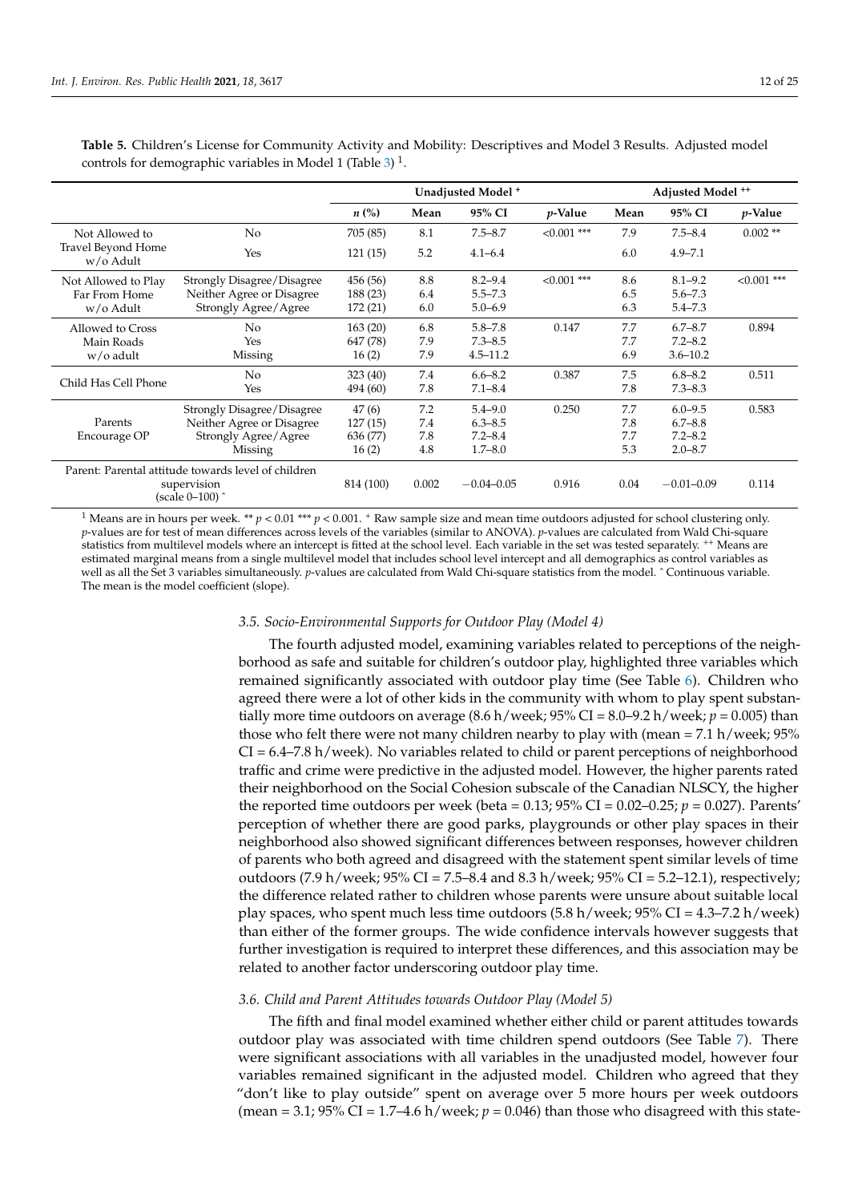**Table 5.** Children's License for Community Activity and Mobility: Descriptives and Model 3 Results. Adjusted model controls for demographic variables in Model 1 (Table 3) [1].

| | | Unadjusted Model [+] | | | | Adjusted Model [++] | | |
|---|---|---|---|---|---|---|---|---|
| | | *n* (%) | Mean | 95% CI | *p*-Value | Mean | 95% CI | *p*-Value |
| Not Allowed to Travel Beyond Home w/o Adult | No | 705 (85) | 8.1 | 7.5–8.7 | <0.001 *** | 7.9 | 7.5–8.4 | 0.002 ** |
| | Yes | 121 (15) | 5.2 | 4.1–6.4 | | 6.0 | 4.9–7.1 | |
| Not Allowed to Play Far From Home w/o Adult | Strongly Disagree/Disagree | 456 (56) | 8.8 | 8.2–9.4 | <0.001 *** | 8.6 | 8.1–9.2 | <0.001 *** |
| | Neither Agree or Disagree | 188 (23) | 6.4 | 5.5–7.3 | | 6.5 | 5.6–7.3 | |
| | Strongly Agree/Agree | 172 (21) | 6.0 | 5.0–6.9 | | 6.3 | 5.4–7.3 | |
| Allowed to Cross Main Roads w/o adult | No | 163 (20) | 6.8 | 5.8–7.8 | 0.147 | 7.7 | 6.7–8.7 | 0.894 |
| | Yes | 647 (78) | 7.9 | 7.3–8.5 | | 7.7 | 7.2–8.2 | |
| | Missing | 16 (2) | 7.9 | 4.5–11.2 | | 6.9 | 3.6–10.2 | |
| Child Has Cell Phone | No | 323 (40) | 7.4 | 6.6–8.2 | 0.387 | 7.5 | 6.8–8.2 | 0.511 |
| | Yes | 494 (60) | 7.8 | 7.1–8.4 | | 7.8 | 7.3–8.3 | |
| Parents Encourage OP | Strongly Disagree/Disagree | 47 (6) | 7.2 | 5.4–9.0 | 0.250 | 7.7 | 6.0–9.5 | 0.583 |
| | Neither Agree or Disagree | 127 (15) | 7.4 | 6.3–8.5 | | 7.8 | 6.7–8.8 | |
| | Strongly Agree/Agree | 636 (77) | 7.8 | 7.2–8.4 | | 7.7 | 7.2–8.2 | |
| | Missing | 16 (2) | 4.8 | 1.7–8.0 | | 5.3 | 2.0–8.7 | |
| Parent: Parental attitude towards level of children supervision (scale 0–100) ^ | | 814 (100) | 0.002 | −0.04–0.05 | 0.916 | 0.04 | −0.01–0.09 | 0.114 |

[1] Means are in hours per week. ** $p < 0.01$ *** $p < 0.001$. [+] Raw sample size and mean time outdoors adjusted for school clustering only. *p*-values are for test of mean differences across levels of the variables (similar to ANOVA). *p*-values are calculated from Wald Chi-square statistics from multilevel models where an intercept is fitted at the school level. Each variable in the set was tested separately. [++] Means are estimated marginal means from a single multilevel model that includes school level intercept and all demographics as control variables as well as all the Set 3 variables simultaneously. *p*-values are calculated from Wald Chi-square statistics from the model. ^ Continuous variable. The mean is the model coefficient (slope).

### *3.5. Socio-Environmental Supports for Outdoor Play (Model 4)*

The fourth adjusted model, examining variables related to perceptions of the neighborhood as safe and suitable for children's outdoor play, highlighted three variables which remained significantly associated with outdoor play time (See Table 6). Children who agreed there were a lot of other kids in the community with whom to play spent substantially more time outdoors on average (8.6 h/week; 95% CI = 8.0–9.2 h/week; $p = 0.005$) than those who felt there were not many children nearby to play with (mean = 7.1 h/week; 95% CI = 6.4–7.8 h/week). No variables related to child or parent perceptions of neighborhood traffic and crime were predictive in the adjusted model. However, the higher parents rated their neighborhood on the Social Cohesion subscale of the Canadian NLSCY, the higher the reported time outdoors per week (beta = 0.13; 95% CI = 0.02–0.25; $p = 0.027$). Parents' perception of whether there are good parks, playgrounds or other play spaces in their neighborhood also showed significant differences between responses, however children of parents who both agreed and disagreed with the statement spent similar levels of time outdoors (7.9 h/week; 95% CI = 7.5–8.4 and 8.3 h/week; 95% CI = 5.2–12.1), respectively; the difference related rather to children whose parents were unsure about suitable local play spaces, who spent much less time outdoors (5.8 h/week; 95% CI = 4.3–7.2 h/week) than either of the former groups. The wide confidence intervals however suggests that further investigation is required to interpret these differences, and this association may be related to another factor underscoring outdoor play time.

### *3.6. Child and Parent Attitudes towards Outdoor Play (Model 5)*

The fifth and final model examined whether either child or parent attitudes towards outdoor play was associated with time children spend outdoors (See Table 7). There were significant associations with all variables in the unadjusted model, however four variables remained significant in the adjusted model. Children who agreed that they "don't like to play outside" spent on average over 5 more hours per week outdoors (mean = 3.1; 95% CI = 1.7–4.6 h/week; $p = 0.046$) than those who disagreed with this state-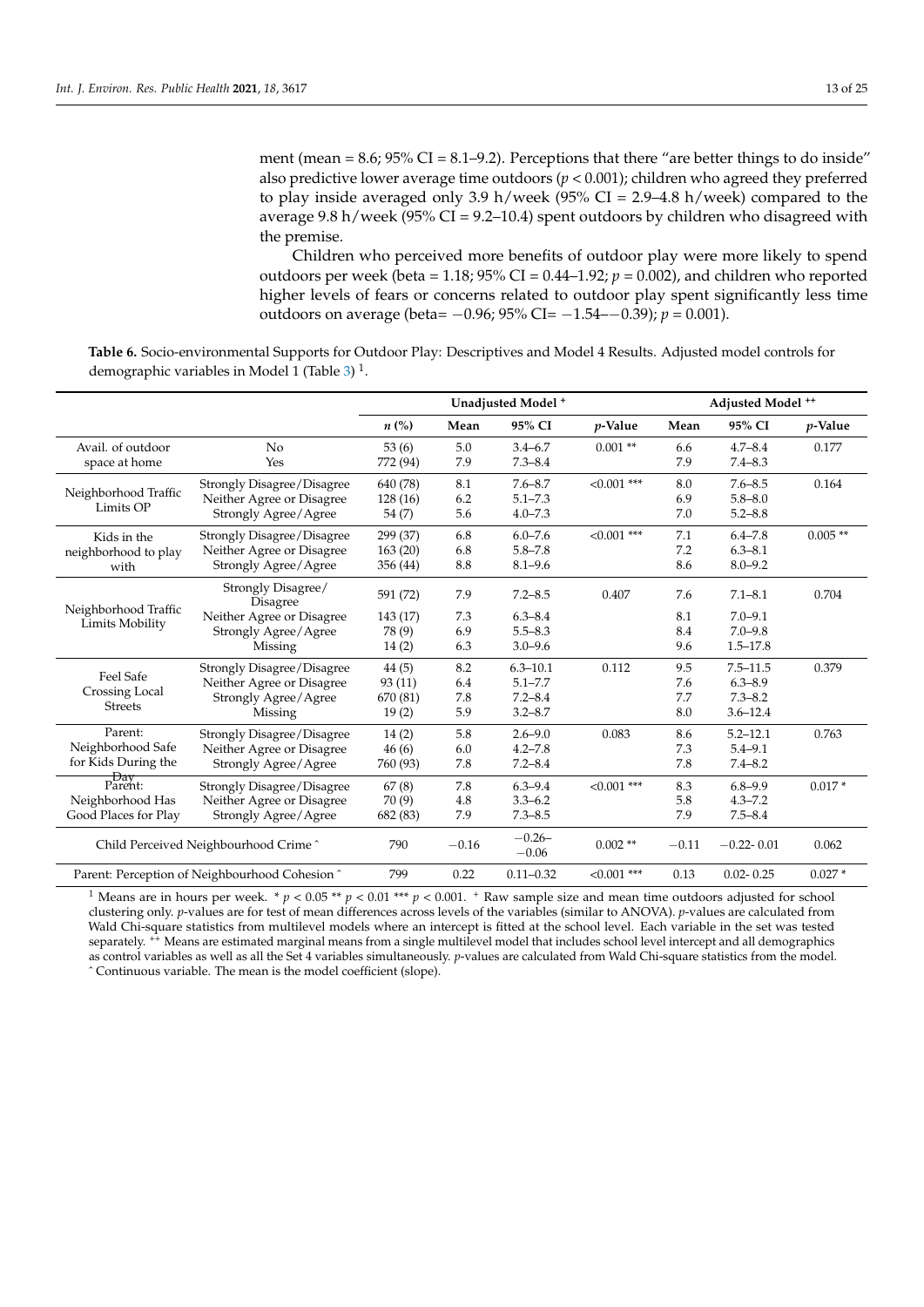ment (mean = 8.6; 95% CI = 8.1–9.2). Perceptions that there "are better things to do inside" also predictive lower average time outdoors ($p < 0.001$); children who agreed they preferred to play inside averaged only 3.9 h/week (95% CI = 2.9–4.8 h/week) compared to the average 9.8 h/week (95% CI = 9.2–10.4) spent outdoors by children who disagreed with the premise.

Children who perceived more benefits of outdoor play were more likely to spend outdoors per week (beta = 1.18; 95% CI = 0.44–1.92; $p = 0.002$), and children who reported higher levels of fears or concerns related to outdoor play spent significantly less time outdoors on average (beta= −0.96; 95% CI= −1.54–−0.39); $p = 0.001$).

**Table 6.** Socio-environmental Supports for Outdoor Play: Descriptives and Model 4 Results. Adjusted model controls for demographic variables in Model 1 (Table 3) [1].

| | | Unadjusted Model + | | | | Adjusted Model ++ | | |
|---|---|---|---|---|---|---|---|---|
| | | *n* (%) | Mean | 95% CI | *p*-Value | Mean | 95% CI | *p*-Value |
| Avail. of outdoor space at home | No | 53 (6) | 5.0 | 3.4–6.7 | 0.001 ** | 6.6 | 4.7–8.4 | 0.177 |
| | Yes | 772 (94) | 7.9 | 7.3–8.4 | | 7.9 | 7.4–8.3 | |
| Neighborhood Traffic Limits OP | Strongly Disagree/Disagree | 640 (78) | 8.1 | 7.6–8.7 | <0.001 *** | 8.0 | 7.6–8.5 | 0.164 |
| | Neither Agree or Disagree | 128 (16) | 6.2 | 5.1–7.3 | | 6.9 | 5.8–8.0 | |
| | Strongly Agree/Agree | 54 (7) | 5.6 | 4.0–7.3 | | 7.0 | 5.2–8.8 | |
| Kids in the neighborhood to play with | Strongly Disagree/Disagree | 299 (37) | 6.8 | 6.0–7.6 | <0.001 *** | 7.1 | 6.4–7.8 | 0.005 ** |
| | Neither Agree or Disagree | 163 (20) | 6.8 | 5.8–7.8 | | 7.2 | 6.3–8.1 | |
| | Strongly Agree/Agree | 356 (44) | 8.8 | 8.1–9.6 | | 8.6 | 8.0–9.2 | |
| Neighborhood Traffic Limits Mobility | Strongly Disagree/ Disagree | 591 (72) | 7.9 | 7.2–8.5 | 0.407 | 7.6 | 7.1–8.1 | 0.704 |
| | Neither Agree or Disagree | 143 (17) | 7.3 | 6.3–8.4 | | 8.1 | 7.0–9.1 | |
| | Strongly Agree/Agree | 78 (9) | 6.9 | 5.5–8.3 | | 8.4 | 7.0–9.8 | |
| | Missing | 14 (2) | 6.3 | 3.0–9.6 | | 9.6 | 1.5–17.8 | |
| Feel Safe Crossing Local Streets | Strongly Disagree/Disagree | 44 (5) | 8.2 | 6.3–10.1 | 0.112 | 9.5 | 7.5–11.5 | 0.379 |
| | Neither Agree or Disagree | 93 (11) | 6.4 | 5.1–7.7 | | 7.6 | 6.3–8.9 | |
| | Strongly Agree/Agree | 670 (81) | 7.8 | 7.2–8.4 | | 7.7 | 7.3–8.2 | |
| | Missing | 19 (2) | 5.9 | 3.2–8.7 | | 8.0 | 3.6–12.4 | |
| Parent: Neighborhood Safe for Kids During the Day | Strongly Disagree/Disagree | 14 (2) | 5.8 | 2.6–9.0 | 0.083 | 8.6 | 5.2–12.1 | 0.763 |
| | Neither Agree or Disagree | 46 (6) | 6.0 | 4.2–7.8 | | 7.3 | 5.4–9.1 | |
| | Strongly Agree/Agree | 760 (93) | 7.8 | 7.2–8.4 | | 7.8 | 7.4–8.2 | |
| Parent: Neighborhood Has Good Places for Play | Strongly Disagree/Disagree | 67 (8) | 7.8 | 6.3–9.4 | <0.001 *** | 8.3 | 6.8–9.9 | 0.017 * |
| | Neither Agree or Disagree | 70 (9) | 4.8 | 3.3–6.2 | | 5.8 | 4.3–7.2 | |
| | Strongly Agree/Agree | 682 (83) | 7.9 | 7.3–8.5 | | 7.9 | 7.5–8.4 | |
| Child Perceived Neighbourhood Crime ^ | | 790 | −0.16 | −0.26–−0.06 | 0.002 ** | −0.11 | −0.22- 0.01 | 0.062 |
| Parent: Perception of Neighbourhood Cohesion ^ | | 799 | 0.22 | 0.11–0.32 | <0.001 *** | 0.13 | 0.02- 0.25 | 0.027 * |

[1] Means are in hours per week. * $p < 0.05$ ** $p < 0.01$ *** $p < 0.001$. + Raw sample size and mean time outdoors adjusted for school clustering only. *p*-values are for test of mean differences across levels of the variables (similar to ANOVA). *p*-values are calculated from Wald Chi-square statistics from multilevel models where an intercept is fitted at the school level. Each variable in the set was tested separately. ++ Means are estimated marginal means from a single multilevel model that includes school level intercept and all demographics as control variables as well as all the Set 4 variables simultaneously. *p*-values are calculated from Wald Chi-square statistics from the model. ^ Continuous variable. The mean is the model coefficient (slope).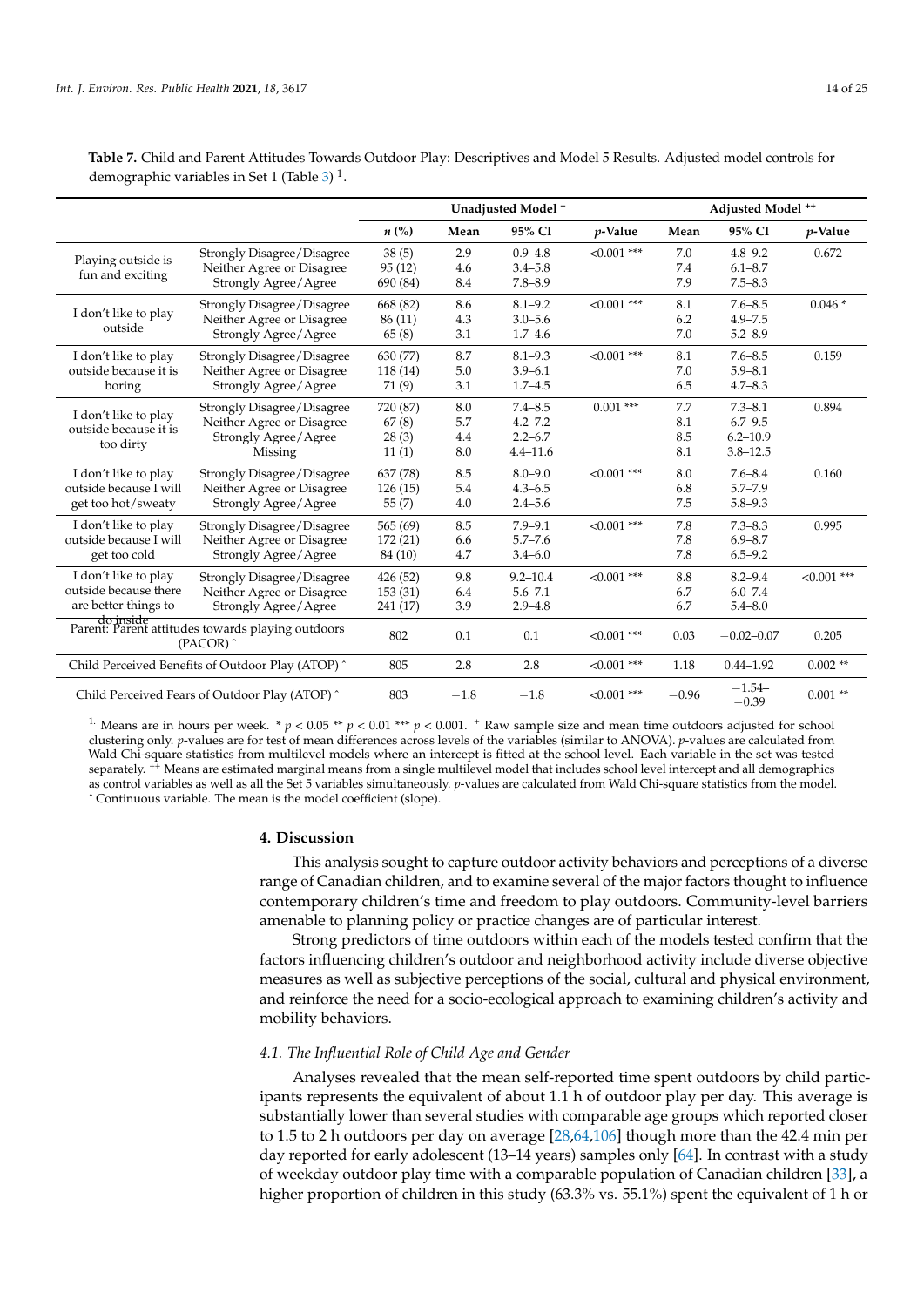**Table 7.** Child and Parent Attitudes Towards Outdoor Play: Descriptives and Model 5 Results. Adjusted model controls for demographic variables in Set 1 (Table 3) [1].

| | | Unadjusted Model + | | | | Adjusted Model ++ | | |
|---|---|---|---|---|---|---|---|---|
| | | n (%) | Mean | 95% CI | p-Value | Mean | 95% CI | p-Value |
| Playing outside is fun and exciting | Strongly Disagree/Disagree | 38 (5) | 2.9 | 0.9–4.8 | <0.001 *** | 7.0 | 4.8–9.2 | 0.672 |
| | Neither Agree or Disagree | 95 (12) | 4.6 | 3.4–5.8 | | 7.4 | 6.1–8.7 | |
| | Strongly Agree/Agree | 690 (84) | 8.4 | 7.8–8.9 | | 7.9 | 7.5–8.3 | |
| I don't like to play outside | Strongly Disagree/Disagree | 668 (82) | 8.6 | 8.1–9.2 | <0.001 *** | 8.1 | 7.6–8.5 | 0.046 * |
| | Neither Agree or Disagree | 86 (11) | 4.3 | 3.0–5.6 | | 6.2 | 4.9–7.5 | |
| | Strongly Agree/Agree | 65 (8) | 3.1 | 1.7–4.6 | | 7.0 | 5.2–8.9 | |
| I don't like to play outside because it is boring | Strongly Disagree/Disagree | 630 (77) | 8.7 | 8.1–9.3 | <0.001 *** | 8.1 | 7.6–8.5 | 0.159 |
| | Neither Agree or Disagree | 118 (14) | 5.0 | 3.9–6.1 | | 7.0 | 5.9–8.1 | |
| | Strongly Agree/Agree | 71 (9) | 3.1 | 1.7–4.5 | | 6.5 | 4.7–8.3 | |
| I don't like to play outside because it is too dirty | Strongly Disagree/Disagree | 720 (87) | 8.0 | 7.4–8.5 | 0.001 *** | 7.7 | 7.3–8.1 | 0.894 |
| | Neither Agree or Disagree | 67 (8) | 5.7 | 4.2–7.2 | | 8.1 | 6.7–9.5 | |
| | Strongly Agree/Agree | 28 (3) | 4.4 | 2.2–6.7 | | 8.5 | 6.2–10.9 | |
| | Missing | 11 (1) | 8.0 | 4.4–11.6 | | 8.1 | 3.8–12.5 | |
| I don't like to play outside because I will get too hot/sweaty | Strongly Disagree/Disagree | 637 (78) | 8.5 | 8.0–9.0 | <0.001 *** | 8.0 | 7.6–8.4 | 0.160 |
| | Neither Agree or Disagree | 126 (15) | 5.4 | 4.3–6.5 | | 6.8 | 5.7–7.9 | |
| | Strongly Agree/Agree | 55 (7) | 4.0 | 2.4–5.6 | | 7.5 | 5.8–9.3 | |
| I don't like to play outside because I will get too cold | Strongly Disagree/Disagree | 565 (69) | 8.5 | 7.9–9.1 | <0.001 *** | 7.8 | 7.3–8.3 | 0.995 |
| | Neither Agree or Disagree | 172 (21) | 6.6 | 5.7–7.6 | | 7.8 | 6.9–8.7 | |
| | Strongly Agree/Agree | 84 (10) | 4.7 | 3.4–6.0 | | 7.8 | 6.5–9.2 | |
| I don't like to play outside because there are better things to do inside | Strongly Disagree/Disagree | 426 (52) | 9.8 | 9.2–10.4 | <0.001 *** | 8.8 | 8.2–9.4 | <0.001 *** |
| | Neither Agree or Disagree | 153 (31) | 6.4 | 5.6–7.1 | | 6.7 | 6.0–7.4 | |
| | Strongly Agree/Agree | 241 (17) | 3.9 | 2.9–4.8 | | 6.7 | 5.4–8.0 | |
| Parent: Parent attitudes towards playing outdoors (PACOR) ^ | | 802 | 0.1 | 0.1 | <0.001 *** | 0.03 | −0.02–0.07 | 0.205 |
| Child Perceived Benefits of Outdoor Play (ATOP) ^ | | 805 | 2.8 | 2.8 | <0.001 *** | 1.18 | 0.44–1.92 | 0.002 ** |
| Child Perceived Fears of Outdoor Play (ATOP) ^ | | 803 | −1.8 | −1.8 | <0.001 *** | −0.96 | −1.54–−0.39 | 0.001 ** |

[1] Means are in hours per week. * $p < 0.05$ ** $p < 0.01$ *** $p < 0.001$. + Raw sample size and mean time outdoors adjusted for school clustering only. p-values are for test of mean differences across levels of the variables (similar to ANOVA). p-values are calculated from Wald Chi-square statistics from multilevel models where an intercept is fitted at the school level. Each variable in the set was tested separately. ++ Means are estimated marginal means from a single multilevel model that includes school level intercept and all demographics as control variables as well as all the Set 5 variables simultaneously. p-values are calculated from Wald Chi-square statistics from the model. ^ Continuous variable. The mean is the model coefficient (slope).

## 4. Discussion

This analysis sought to capture outdoor activity behaviors and perceptions of a diverse range of Canadian children, and to examine several of the major factors thought to influence contemporary children's time and freedom to play outdoors. Community-level barriers amenable to planning policy or practice changes are of particular interest.

Strong predictors of time outdoors within each of the models tested confirm that the factors influencing children's outdoor and neighborhood activity include diverse objective measures as well as subjective perceptions of the social, cultural and physical environment, and reinforce the need for a socio-ecological approach to examining children's activity and mobility behaviors.

### *4.1. The Influential Role of Child Age and Gender*

Analyses revealed that the mean self-reported time spent outdoors by child participants represents the equivalent of about 1.1 h of outdoor play per day. This average is substantially lower than several studies with comparable age groups which reported closer to 1.5 to 2 h outdoors per day on average [28,64,106] though more than the 42.4 min per day reported for early adolescent (13–14 years) samples only [64]. In contrast with a study of weekday outdoor play time with a comparable population of Canadian children [33], a higher proportion of children in this study (63.3% vs. 55.1%) spent the equivalent of 1 h or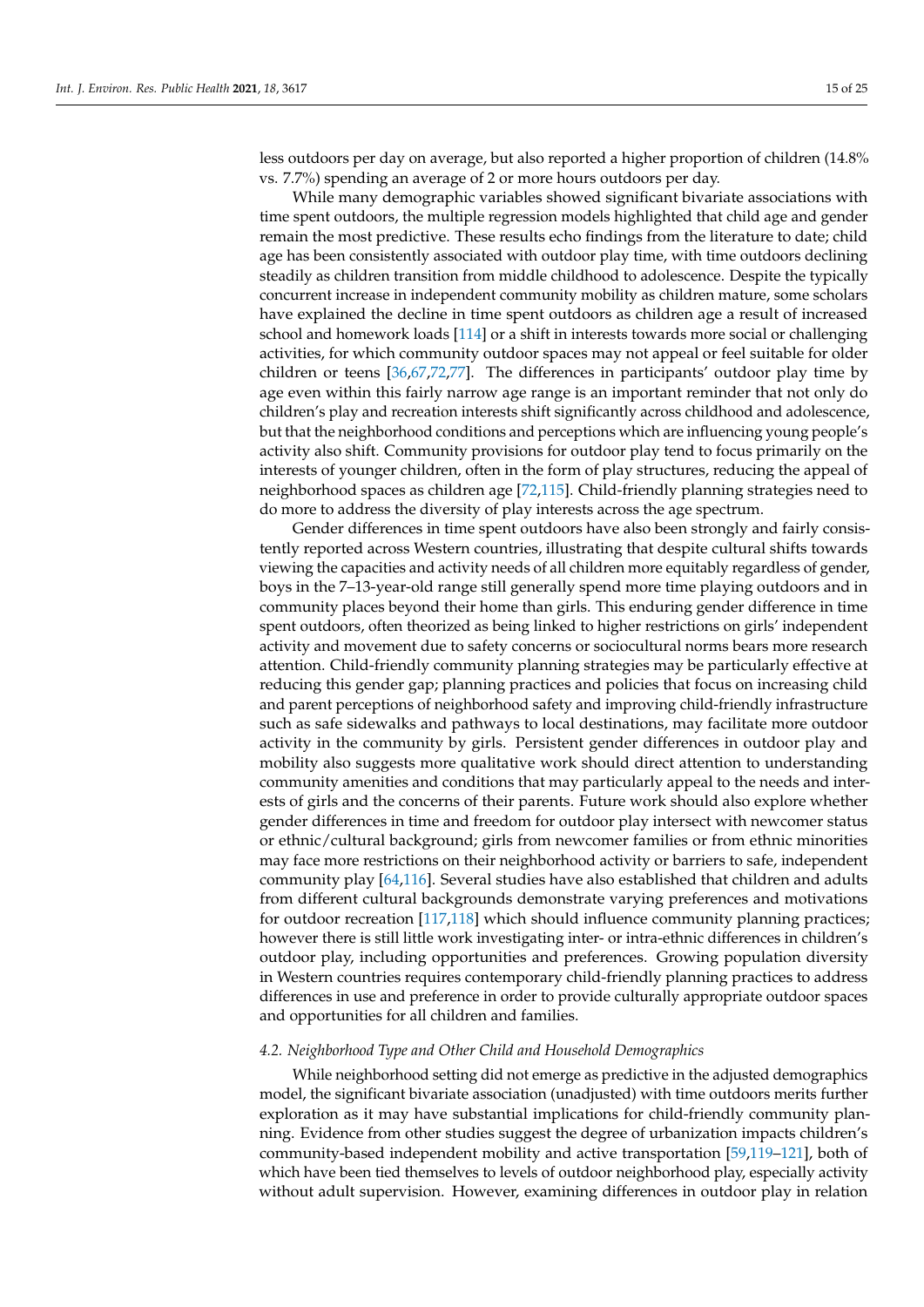less outdoors per day on average, but also reported a higher proportion of children (14.8% vs. 7.7%) spending an average of 2 or more hours outdoors per day.

While many demographic variables showed significant bivariate associations with time spent outdoors, the multiple regression models highlighted that child age and gender remain the most predictive. These results echo findings from the literature to date; child age has been consistently associated with outdoor play time, with time outdoors declining steadily as children transition from middle childhood to adolescence. Despite the typically concurrent increase in independent community mobility as children mature, some scholars have explained the decline in time spent outdoors as children age a result of increased school and homework loads [114] or a shift in interests towards more social or challenging activities, for which community outdoor spaces may not appeal or feel suitable for older children or teens [36,67,72,77]. The differences in participants' outdoor play time by age even within this fairly narrow age range is an important reminder that not only do children's play and recreation interests shift significantly across childhood and adolescence, but that the neighborhood conditions and perceptions which are influencing young people's activity also shift. Community provisions for outdoor play tend to focus primarily on the interests of younger children, often in the form of play structures, reducing the appeal of neighborhood spaces as children age [72,115]. Child-friendly planning strategies need to do more to address the diversity of play interests across the age spectrum.

Gender differences in time spent outdoors have also been strongly and fairly consistently reported across Western countries, illustrating that despite cultural shifts towards viewing the capacities and activity needs of all children more equitably regardless of gender, boys in the 7–13-year-old range still generally spend more time playing outdoors and in community places beyond their home than girls. This enduring gender difference in time spent outdoors, often theorized as being linked to higher restrictions on girls' independent activity and movement due to safety concerns or sociocultural norms bears more research attention. Child-friendly community planning strategies may be particularly effective at reducing this gender gap; planning practices and policies that focus on increasing child and parent perceptions of neighborhood safety and improving child-friendly infrastructure such as safe sidewalks and pathways to local destinations, may facilitate more outdoor activity in the community by girls. Persistent gender differences in outdoor play and mobility also suggests more qualitative work should direct attention to understanding community amenities and conditions that may particularly appeal to the needs and interests of girls and the concerns of their parents. Future work should also explore whether gender differences in time and freedom for outdoor play intersect with newcomer status or ethnic/cultural background; girls from newcomer families or from ethnic minorities may face more restrictions on their neighborhood activity or barriers to safe, independent community play [64,116]. Several studies have also established that children and adults from different cultural backgrounds demonstrate varying preferences and motivations for outdoor recreation [117,118] which should influence community planning practices; however there is still little work investigating inter- or intra-ethnic differences in children's outdoor play, including opportunities and preferences. Growing population diversity in Western countries requires contemporary child-friendly planning practices to address differences in use and preference in order to provide culturally appropriate outdoor spaces and opportunities for all children and families.

### 4.2. Neighborhood Type and Other Child and Household Demographics

While neighborhood setting did not emerge as predictive in the adjusted demographics model, the significant bivariate association (unadjusted) with time outdoors merits further exploration as it may have substantial implications for child-friendly community planning. Evidence from other studies suggest the degree of urbanization impacts children's community-based independent mobility and active transportation [59,119–121], both of which have been tied themselves to levels of outdoor neighborhood play, especially activity without adult supervision. However, examining differences in outdoor play in relation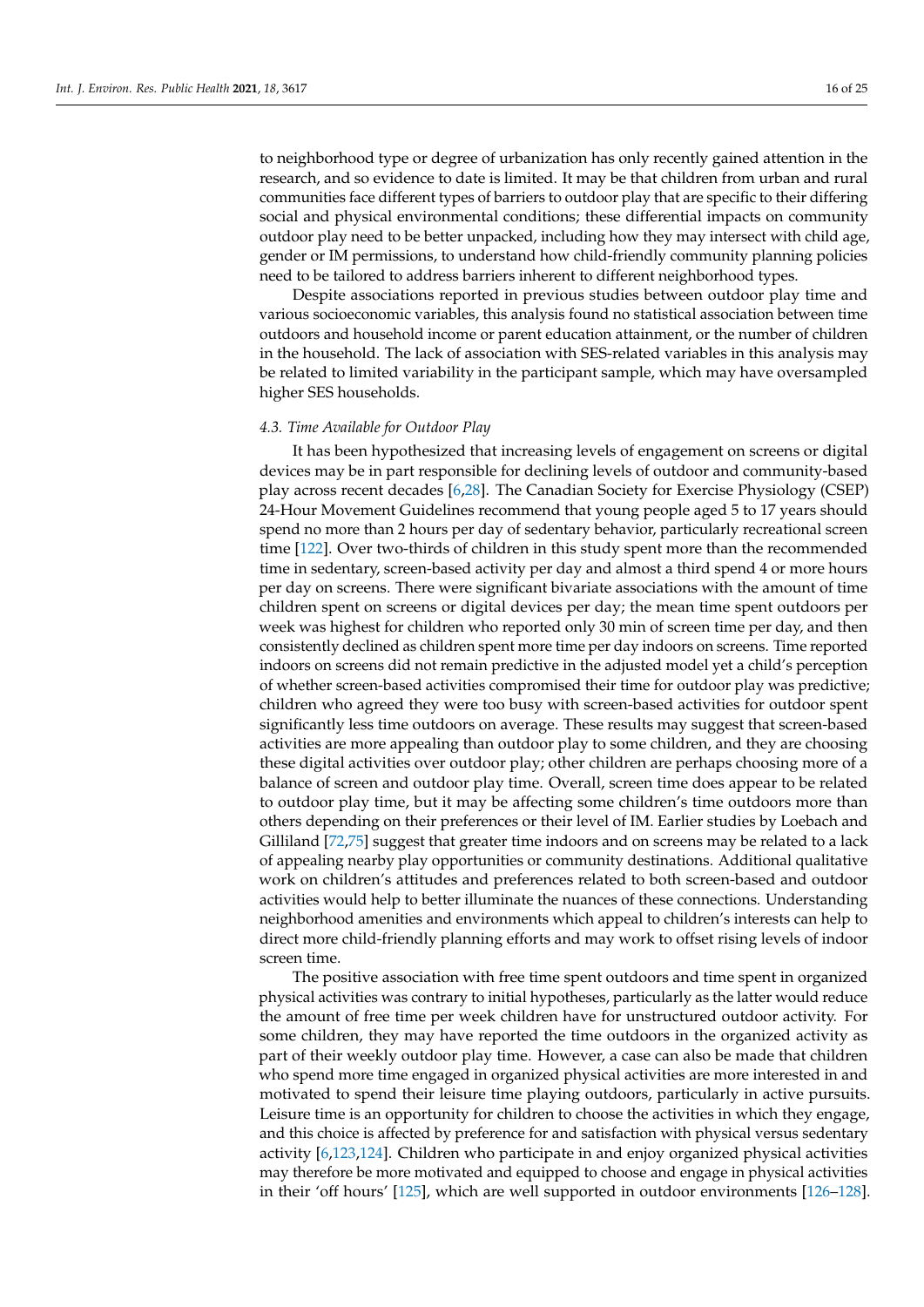to neighborhood type or degree of urbanization has only recently gained attention in the research, and so evidence to date is limited. It may be that children from urban and rural communities face different types of barriers to outdoor play that are specific to their differing social and physical environmental conditions; these differential impacts on community outdoor play need to be better unpacked, including how they may intersect with child age, gender or IM permissions, to understand how child-friendly community planning policies need to be tailored to address barriers inherent to different neighborhood types.

Despite associations reported in previous studies between outdoor play time and various socioeconomic variables, this analysis found no statistical association between time outdoors and household income or parent education attainment, or the number of children in the household. The lack of association with SES-related variables in this analysis may be related to limited variability in the participant sample, which may have oversampled higher SES households.

### 4.3. Time Available for Outdoor Play

It has been hypothesized that increasing levels of engagement on screens or digital devices may be in part responsible for declining levels of outdoor and community-based play across recent decades [6,28]. The Canadian Society for Exercise Physiology (CSEP) 24-Hour Movement Guidelines recommend that young people aged 5 to 17 years should spend no more than 2 hours per day of sedentary behavior, particularly recreational screen time [122]. Over two-thirds of children in this study spent more than the recommended time in sedentary, screen-based activity per day and almost a third spend 4 or more hours per day on screens. There were significant bivariate associations with the amount of time children spent on screens or digital devices per day; the mean time spent outdoors per week was highest for children who reported only 30 min of screen time per day, and then consistently declined as children spent more time per day indoors on screens. Time reported indoors on screens did not remain predictive in the adjusted model yet a child's perception of whether screen-based activities compromised their time for outdoor play was predictive; children who agreed they were too busy with screen-based activities for outdoor spent significantly less time outdoors on average. These results may suggest that screen-based activities are more appealing than outdoor play to some children, and they are choosing these digital activities over outdoor play; other children are perhaps choosing more of a balance of screen and outdoor play time. Overall, screen time does appear to be related to outdoor play time, but it may be affecting some children's time outdoors more than others depending on their preferences or their level of IM. Earlier studies by Loebach and Gilliland [72,75] suggest that greater time indoors and on screens may be related to a lack of appealing nearby play opportunities or community destinations. Additional qualitative work on children's attitudes and preferences related to both screen-based and outdoor activities would help to better illuminate the nuances of these connections. Understanding neighborhood amenities and environments which appeal to children's interests can help to direct more child-friendly planning efforts and may work to offset rising levels of indoor screen time.

The positive association with free time spent outdoors and time spent in organized physical activities was contrary to initial hypotheses, particularly as the latter would reduce the amount of free time per week children have for unstructured outdoor activity. For some children, they may have reported the time outdoors in the organized activity as part of their weekly outdoor play time. However, a case can also be made that children who spend more time engaged in organized physical activities are more interested in and motivated to spend their leisure time playing outdoors, particularly in active pursuits. Leisure time is an opportunity for children to choose the activities in which they engage, and this choice is affected by preference for and satisfaction with physical versus sedentary activity [6,123,124]. Children who participate in and enjoy organized physical activities may therefore be more motivated and equipped to choose and engage in physical activities in their 'off hours' [125], which are well supported in outdoor environments [126–128].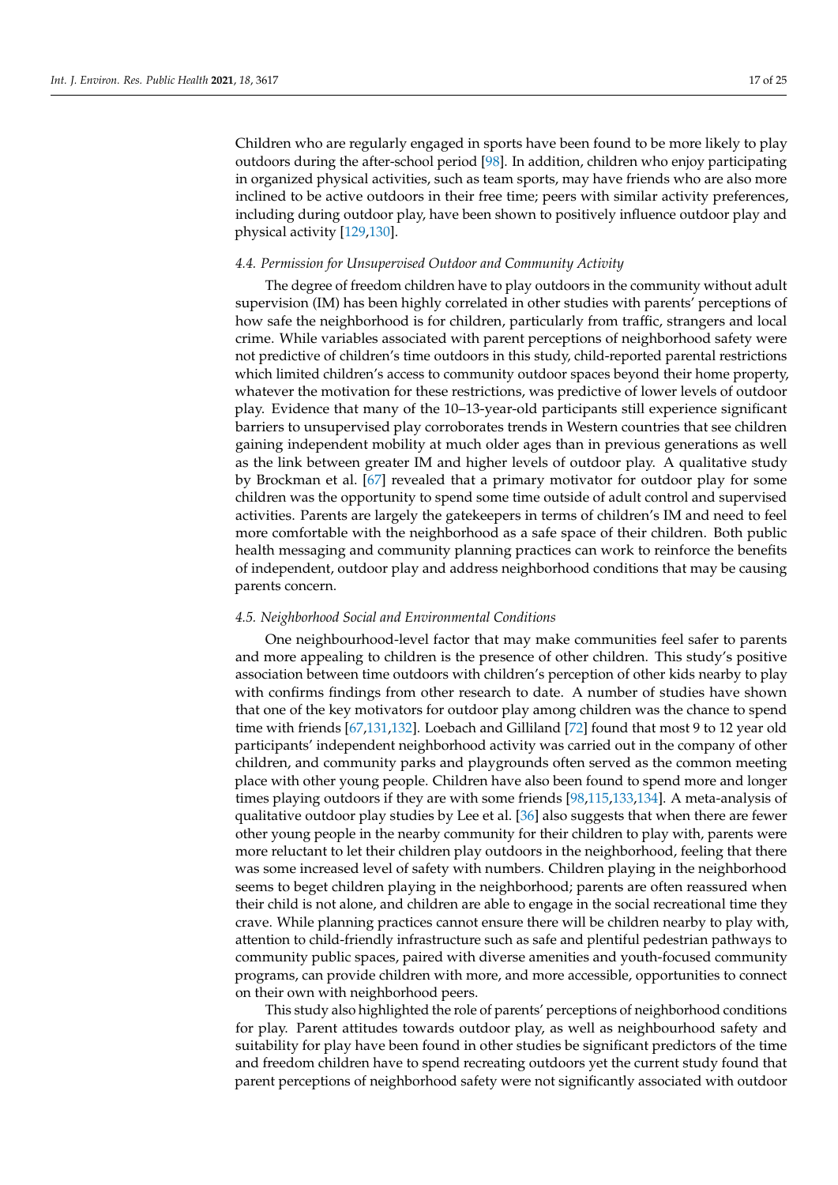Children who are regularly engaged in sports have been found to be more likely to play outdoors during the after-school period [98]. In addition, children who enjoy participating in organized physical activities, such as team sports, may have friends who are also more inclined to be active outdoors in their free time; peers with similar activity preferences, including during outdoor play, have been shown to positively influence outdoor play and physical activity [129,130].

### *4.4. Permission for Unsupervised Outdoor and Community Activity*

The degree of freedom children have to play outdoors in the community without adult supervision (IM) has been highly correlated in other studies with parents' perceptions of how safe the neighborhood is for children, particularly from traffic, strangers and local crime. While variables associated with parent perceptions of neighborhood safety were not predictive of children's time outdoors in this study, child-reported parental restrictions which limited children's access to community outdoor spaces beyond their home property, whatever the motivation for these restrictions, was predictive of lower levels of outdoor play. Evidence that many of the 10–13-year-old participants still experience significant barriers to unsupervised play corroborates trends in Western countries that see children gaining independent mobility at much older ages than in previous generations as well as the link between greater IM and higher levels of outdoor play. A qualitative study by Brockman et al. [67] revealed that a primary motivator for outdoor play for some children was the opportunity to spend some time outside of adult control and supervised activities. Parents are largely the gatekeepers in terms of children's IM and need to feel more comfortable with the neighborhood as a safe space of their children. Both public health messaging and community planning practices can work to reinforce the benefits of independent, outdoor play and address neighborhood conditions that may be causing parents concern.

### *4.5. Neighborhood Social and Environmental Conditions*

One neighbourhood-level factor that may make communities feel safer to parents and more appealing to children is the presence of other children. This study's positive association between time outdoors with children's perception of other kids nearby to play with confirms findings from other research to date. A number of studies have shown that one of the key motivators for outdoor play among children was the chance to spend time with friends [67,131,132]. Loebach and Gilliland [72] found that most 9 to 12 year old participants' independent neighborhood activity was carried out in the company of other children, and community parks and playgrounds often served as the common meeting place with other young people. Children have also been found to spend more and longer times playing outdoors if they are with some friends [98,115,133,134]. A meta-analysis of qualitative outdoor play studies by Lee et al. [36] also suggests that when there are fewer other young people in the nearby community for their children to play with, parents were more reluctant to let their children play outdoors in the neighborhood, feeling that there was some increased level of safety with numbers. Children playing in the neighborhood seems to beget children playing in the neighborhood; parents are often reassured when their child is not alone, and children are able to engage in the social recreational time they crave. While planning practices cannot ensure there will be children nearby to play with, attention to child-friendly infrastructure such as safe and plentiful pedestrian pathways to community public spaces, paired with diverse amenities and youth-focused community programs, can provide children with more, and more accessible, opportunities to connect on their own with neighborhood peers.

This study also highlighted the role of parents' perceptions of neighborhood conditions for play. Parent attitudes towards outdoor play, as well as neighbourhood safety and suitability for play have been found in other studies be significant predictors of the time and freedom children have to spend recreating outdoors yet the current study found that parent perceptions of neighborhood safety were not significantly associated with outdoor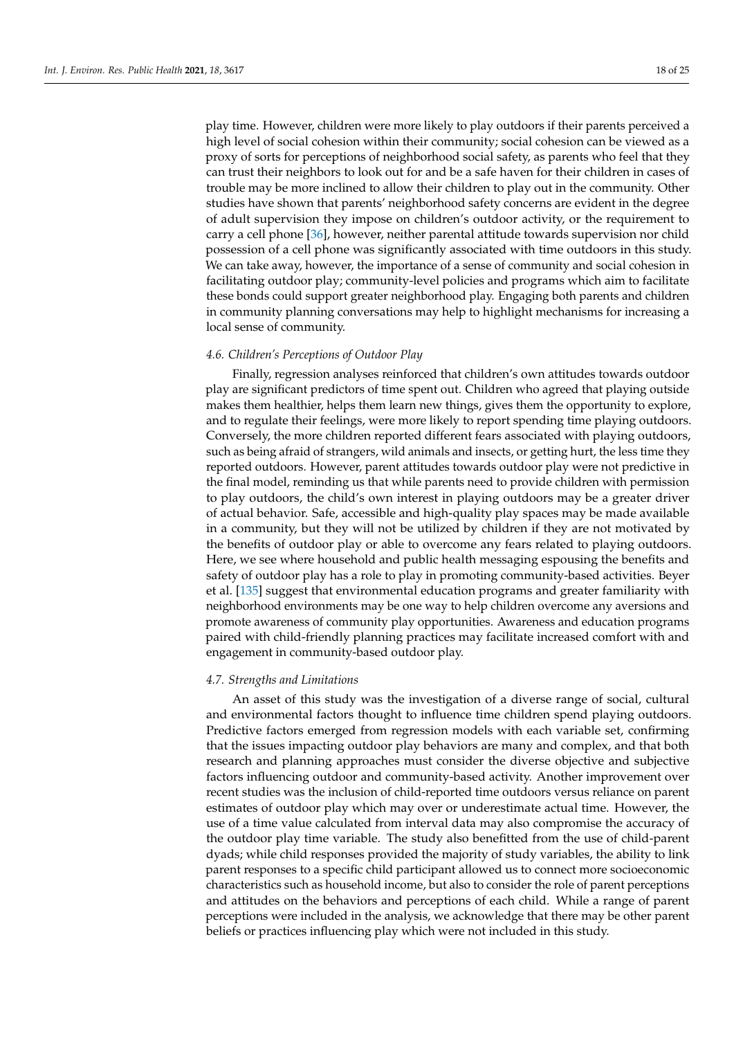play time. However, children were more likely to play outdoors if their parents perceived a high level of social cohesion within their community; social cohesion can be viewed as a proxy of sorts for perceptions of neighborhood social safety, as parents who feel that they can trust their neighbors to look out for and be a safe haven for their children in cases of trouble may be more inclined to allow their children to play out in the community. Other studies have shown that parents' neighborhood safety concerns are evident in the degree of adult supervision they impose on children's outdoor activity, or the requirement to carry a cell phone [36], however, neither parental attitude towards supervision nor child possession of a cell phone was significantly associated with time outdoors in this study. We can take away, however, the importance of a sense of community and social cohesion in facilitating outdoor play; community-level policies and programs which aim to facilitate these bonds could support greater neighborhood play. Engaging both parents and children in community planning conversations may help to highlight mechanisms for increasing a local sense of community.

### *4.6. Children's Perceptions of Outdoor Play*

Finally, regression analyses reinforced that children's own attitudes towards outdoor play are significant predictors of time spent out. Children who agreed that playing outside makes them healthier, helps them learn new things, gives them the opportunity to explore, and to regulate their feelings, were more likely to report spending time playing outdoors. Conversely, the more children reported different fears associated with playing outdoors, such as being afraid of strangers, wild animals and insects, or getting hurt, the less time they reported outdoors. However, parent attitudes towards outdoor play were not predictive in the final model, reminding us that while parents need to provide children with permission to play outdoors, the child's own interest in playing outdoors may be a greater driver of actual behavior. Safe, accessible and high-quality play spaces may be made available in a community, but they will not be utilized by children if they are not motivated by the benefits of outdoor play or able to overcome any fears related to playing outdoors. Here, we see where household and public health messaging espousing the benefits and safety of outdoor play has a role to play in promoting community-based activities. Beyer et al. [135] suggest that environmental education programs and greater familiarity with neighborhood environments may be one way to help children overcome any aversions and promote awareness of community play opportunities. Awareness and education programs paired with child-friendly planning practices may facilitate increased comfort with and engagement in community-based outdoor play.

### *4.7. Strengths and Limitations*

An asset of this study was the investigation of a diverse range of social, cultural and environmental factors thought to influence time children spend playing outdoors. Predictive factors emerged from regression models with each variable set, confirming that the issues impacting outdoor play behaviors are many and complex, and that both research and planning approaches must consider the diverse objective and subjective factors influencing outdoor and community-based activity. Another improvement over recent studies was the inclusion of child-reported time outdoors versus reliance on parent estimates of outdoor play which may over or underestimate actual time. However, the use of a time value calculated from interval data may also compromise the accuracy of the outdoor play time variable. The study also benefitted from the use of child-parent dyads; while child responses provided the majority of study variables, the ability to link parent responses to a specific child participant allowed us to connect more socioeconomic characteristics such as household income, but also to consider the role of parent perceptions and attitudes on the behaviors and perceptions of each child. While a range of parent perceptions were included in the analysis, we acknowledge that there may be other parent beliefs or practices influencing play which were not included in this study.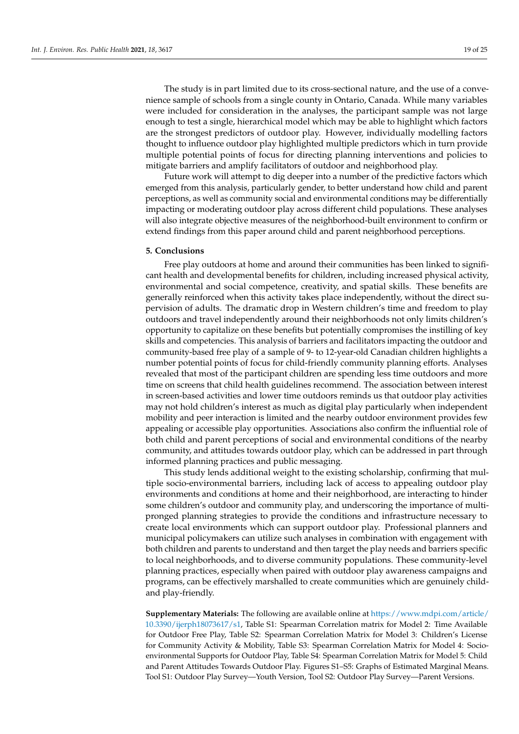The study is in part limited due to its cross-sectional nature, and the use of a convenience sample of schools from a single county in Ontario, Canada. While many variables were included for consideration in the analyses, the participant sample was not large enough to test a single, hierarchical model which may be able to highlight which factors are the strongest predictors of outdoor play. However, individually modelling factors thought to influence outdoor play highlighted multiple predictors which in turn provide multiple potential points of focus for directing planning interventions and policies to mitigate barriers and amplify facilitators of outdoor and neighborhood play.

Future work will attempt to dig deeper into a number of the predictive factors which emerged from this analysis, particularly gender, to better understand how child and parent perceptions, as well as community social and environmental conditions may be differentially impacting or moderating outdoor play across different child populations. These analyses will also integrate objective measures of the neighborhood-built environment to confirm or extend findings from this paper around child and parent neighborhood perceptions.

## 5. Conclusions

Free play outdoors at home and around their communities has been linked to significant health and developmental benefits for children, including increased physical activity, environmental and social competence, creativity, and spatial skills. These benefits are generally reinforced when this activity takes place independently, without the direct supervision of adults. The dramatic drop in Western children's time and freedom to play outdoors and travel independently around their neighborhoods not only limits children's opportunity to capitalize on these benefits but potentially compromises the instilling of key skills and competencies. This analysis of barriers and facilitators impacting the outdoor and community-based free play of a sample of 9- to 12-year-old Canadian children highlights a number potential points of focus for child-friendly community planning efforts. Analyses revealed that most of the participant children are spending less time outdoors and more time on screens that child health guidelines recommend. The association between interest in screen-based activities and lower time outdoors reminds us that outdoor play activities may not hold children's interest as much as digital play particularly when independent mobility and peer interaction is limited and the nearby outdoor environment provides few appealing or accessible play opportunities. Associations also confirm the influential role of both child and parent perceptions of social and environmental conditions of the nearby community, and attitudes towards outdoor play, which can be addressed in part through informed planning practices and public messaging.

This study lends additional weight to the existing scholarship, confirming that multiple socio-environmental barriers, including lack of access to appealing outdoor play environments and conditions at home and their neighborhood, are interacting to hinder some children's outdoor and community play, and underscoring the importance of multi-pronged planning strategies to provide the conditions and infrastructure necessary to create local environments which can support outdoor play. Professional planners and municipal policymakers can utilize such analyses in combination with engagement with both children and parents to understand and then target the play needs and barriers specific to local neighborhoods, and to diverse community populations. These community-level planning practices, especially when paired with outdoor play awareness campaigns and programs, can be effectively marshalled to create communities which are genuinely child- and play-friendly.

**Supplementary Materials:** The following are available online at https://www.mdpi.com/article/10.3390/ijerph18073617/s1, Table S1: Spearman Correlation matrix for Model 2: Time Available for Outdoor Free Play, Table S2: Spearman Correlation Matrix for Model 3: Children's License for Community Activity & Mobility, Table S3: Spearman Correlation Matrix for Model 4: Socio-environmental Supports for Outdoor Play, Table S4: Spearman Correlation Matrix for Model 5: Child and Parent Attitudes Towards Outdoor Play. Figures S1–S5: Graphs of Estimated Marginal Means. Tool S1: Outdoor Play Survey—Youth Version, Tool S2: Outdoor Play Survey—Parent Versions.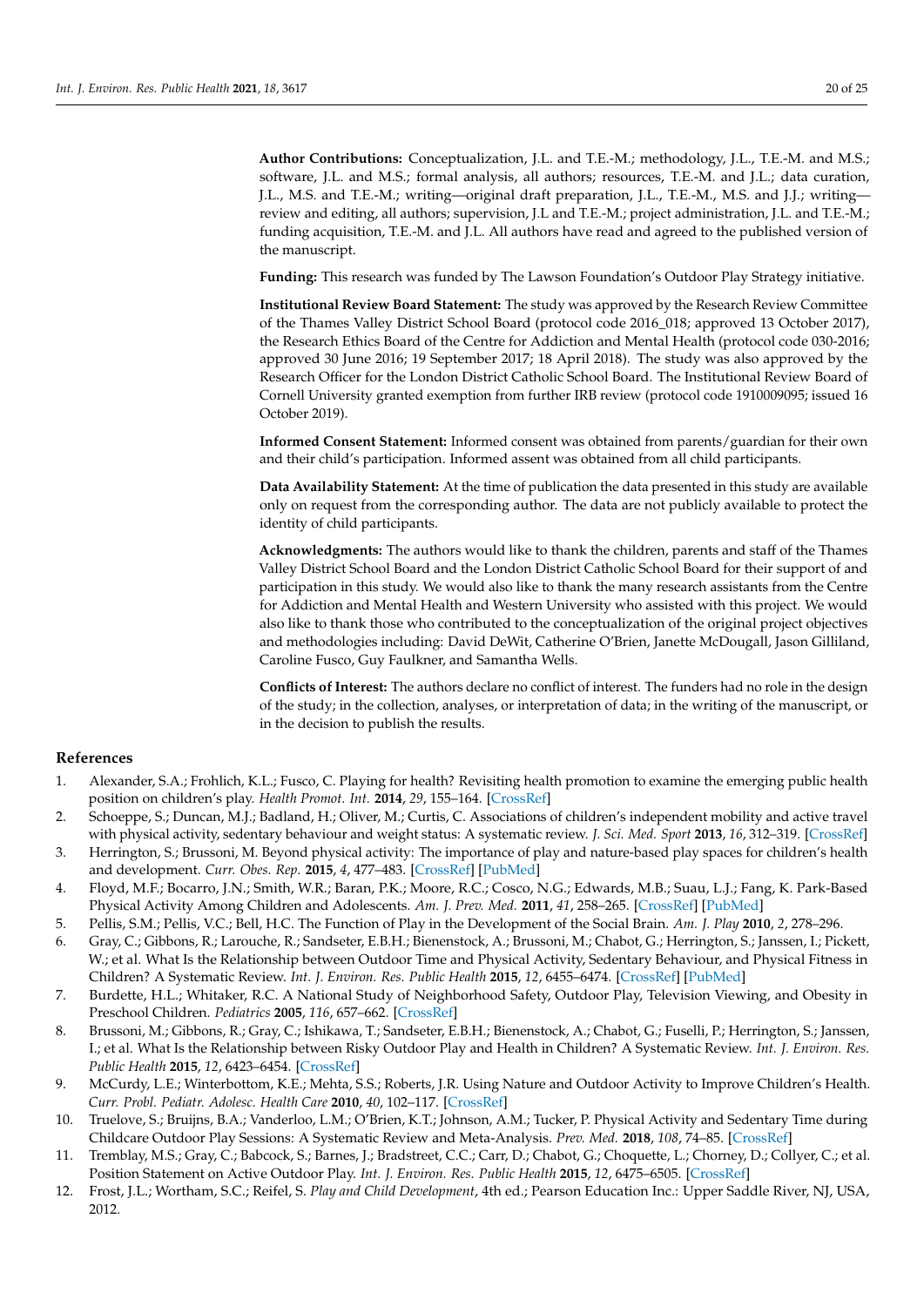**Author Contributions:** Conceptualization, J.L. and T.E.-M.; methodology, J.L., T.E.-M. and M.S.; software, J.L. and M.S.; formal analysis, all authors; resources, T.E.-M. and J.L.; data curation, J.L., M.S. and T.E.-M.; writing—original draft preparation, J.L., T.E.-M., M.S. and J.J.; writing—review and editing, all authors; supervision, J.L and T.E.-M.; project administration, J.L. and T.E.-M.; funding acquisition, T.E.-M. and J.L. All authors have read and agreed to the published version of the manuscript.

**Funding:** This research was funded by The Lawson Foundation's Outdoor Play Strategy initiative.

**Institutional Review Board Statement:** The study was approved by the Research Review Committee of the Thames Valley District School Board (protocol code 2016_018; approved 13 October 2017), the Research Ethics Board of the Centre for Addiction and Mental Health (protocol code 030-2016; approved 30 June 2016; 19 September 2017; 18 April 2018). The study was also approved by the Research Officer for the London District Catholic School Board. The Institutional Review Board of Cornell University granted exemption from further IRB review (protocol code 1910009095; issued 16 October 2019).

**Informed Consent Statement:** Informed consent was obtained from parents/guardian for their own and their child's participation. Informed assent was obtained from all child participants.

**Data Availability Statement:** At the time of publication the data presented in this study are available only on request from the corresponding author. The data are not publicly available to protect the identity of child participants.

**Acknowledgments:** The authors would like to thank the children, parents and staff of the Thames Valley District School Board and the London District Catholic School Board for their support of and participation in this study. We would also like to thank the many research assistants from the Centre for Addiction and Mental Health and Western University who assisted with this project. We would also like to thank those who contributed to the conceptualization of the original project objectives and methodologies including: David DeWit, Catherine O'Brien, Janette McDougall, Jason Gilliland, Caroline Fusco, Guy Faulkner, and Samantha Wells.

**Conflicts of Interest:** The authors declare no conflict of interest. The funders had no role in the design of the study; in the collection, analyses, or interpretation of data; in the writing of the manuscript, or in the decision to publish the results.

## References

1. Alexander, S.A.; Frohlich, K.L.; Fusco, C. Playing for health? Revisiting health promotion to examine the emerging public health position on children's play. *Health Promot. Int.* **2014**, *29*, 155–164. [CrossRef]
2. Schoeppe, S.; Duncan, M.J.; Badland, H.; Oliver, M.; Curtis, C. Associations of children's independent mobility and active travel with physical activity, sedentary behaviour and weight status: A systematic review. *J. Sci. Med. Sport* **2013**, *16*, 312–319. [CrossRef]
3. Herrington, S.; Brussoni, M. Beyond physical activity: The importance of play and nature-based play spaces for children's health and development. *Curr. Obes. Rep.* **2015**, *4*, 477–483. [CrossRef] [PubMed]
4. Floyd, M.F.; Bocarro, J.N.; Smith, W.R.; Baran, P.K.; Moore, R.C.; Cosco, N.G.; Edwards, M.B.; Suau, L.J.; Fang, K. Park-Based Physical Activity Among Children and Adolescents. *Am. J. Prev. Med.* **2011**, *41*, 258–265. [CrossRef] [PubMed]
5. Pellis, S.M.; Pellis, V.C.; Bell, H.C. The Function of Play in the Development of the Social Brain. *Am. J. Play* **2010**, *2*, 278–296.
6. Gray, C.; Gibbons, R.; Larouche, R.; Sandseter, E.B.H.; Bienenstock, A.; Brussoni, M.; Chabot, G.; Herrington, S.; Janssen, I.; Pickett, W.; et al. What Is the Relationship between Outdoor Time and Physical Activity, Sedentary Behaviour, and Physical Fitness in Children? A Systematic Review. *Int. J. Environ. Res. Public Health* **2015**, *12*, 6455–6474. [CrossRef] [PubMed]
7. Burdette, H.L.; Whitaker, R.C. A National Study of Neighborhood Safety, Outdoor Play, Television Viewing, and Obesity in Preschool Children. *Pediatrics* **2005**, *116*, 657–662. [CrossRef]
8. Brussoni, M.; Gibbons, R.; Gray, C.; Ishikawa, T.; Sandseter, E.B.H.; Bienenstock, A.; Chabot, G.; Fuselli, P.; Herrington, S.; Janssen, I.; et al. What Is the Relationship between Risky Outdoor Play and Health in Children? A Systematic Review. *Int. J. Environ. Res. Public Health* **2015**, *12*, 6423–6454. [CrossRef]
9. McCurdy, L.E.; Winterbottom, K.E.; Mehta, S.S.; Roberts, J.R. Using Nature and Outdoor Activity to Improve Children's Health. *Curr. Probl. Pediatr. Adolesc. Health Care* **2010**, *40*, 102–117. [CrossRef]
10. Truelove, S.; Bruijns, B.A.; Vanderloo, L.M.; O'Brien, K.T.; Johnson, A.M.; Tucker, P. Physical Activity and Sedentary Time during Childcare Outdoor Play Sessions: A Systematic Review and Meta-Analysis. *Prev. Med.* **2018**, *108*, 74–85. [CrossRef]
11. Tremblay, M.S.; Gray, C.; Babcock, S.; Barnes, J.; Bradstreet, C.C.; Carr, D.; Chabot, G.; Choquette, L.; Chorney, D.; Collyer, C.; et al. Position Statement on Active Outdoor Play. *Int. J. Environ. Res. Public Health* **2015**, *12*, 6475–6505. [CrossRef]
12. Frost, J.L.; Wortham, S.C.; Reifel, S. *Play and Child Development*, 4th ed.; Pearson Education Inc.: Upper Saddle River, NJ, USA, 2012.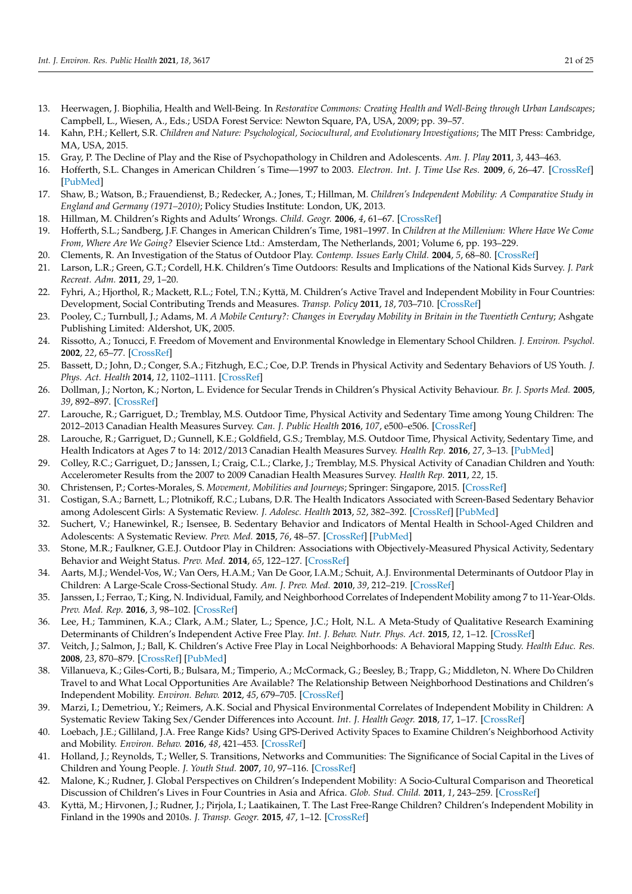13. Heerwagen, J. Biophilia, Health and Well-Being. In *Restorative Commons: Creating Health and Well-Being through Urban Landscapes*; Campbell, L., Wiesen, A., Eds.; USDA Forest Service: Newton Square, PA, USA, 2009; pp. 39–57.
14. Kahn, P.H.; Kellert, S.R. *Children and Nature: Psychological, Sociocultural, and Evolutionary Investigations*; The MIT Press: Cambridge, MA, USA, 2015.
15. Gray, P. The Decline of Play and the Rise of Psychopathology in Children and Adolescents. *Am. J. Play* **2011**, *3*, 443–463.
16. Hofferth, S.L. Changes in American Children´s Time—1997 to 2003. *Electron. Int. J. Time Use Res.* **2009**, *6*, 26–47. [CrossRef] [PubMed]
17. Shaw, B.; Watson, B.; Frauendienst, B.; Redecker, A.; Jones, T.; Hillman, M. *Children's Independent Mobility: A Comparative Study in England and Germany (1971–2010)*; Policy Studies Institute: London, UK, 2013.
18. Hillman, M. Children's Rights and Adults' Wrongs. *Child. Geogr.* **2006**, *4*, 61–67. [CrossRef]
19. Hofferth, S.L.; Sandberg, J.F. Changes in American Children's Time, 1981–1997. In *Children at the Millenium: Where Have We Come From, Where Are We Going?* Elsevier Science Ltd.: Amsterdam, The Netherlands, 2001; Volume 6, pp. 193–229.
20. Clements, R. An Investigation of the Status of Outdoor Play. *Contemp. Issues Early Child.* **2004**, *5*, 68–80. [CrossRef]
21. Larson, L.R.; Green, G.T.; Cordell, H.K. Children's Time Outdoors: Results and Implications of the National Kids Survey. *J. Park Recreat. Adm.* **2011**, *29*, 1–20.
22. Fyhri, A.; Hjorthol, R.; Mackett, R.L.; Fotel, T.N.; Kyttä, M. Children's Active Travel and Independent Mobility in Four Countries: Development, Social Contributing Trends and Measures. *Transp. Policy* **2011**, *18*, 703–710. [CrossRef]
23. Pooley, C.; Turnbull, J.; Adams, M. *A Mobile Century?: Changes in Everyday Mobility in Britain in the Twentieth Century*; Ashgate Publishing Limited: Aldershot, UK, 2005.
24. Rissotto, A.; Tonucci, F. Freedom of Movement and Environmental Knowledge in Elementary School Children. *J. Environ. Psychol.* **2002**, *22*, 65–77. [CrossRef]
25. Bassett, D.; John, D.; Conger, S.A.; Fitzhugh, E.C.; Coe, D.P. Trends in Physical Activity and Sedentary Behaviors of US Youth. *J. Phys. Act. Health* **2014**, *12*, 1102–1111. [CrossRef]
26. Dollman, J.; Norton, K.; Norton, L. Evidence for Secular Trends in Children's Physical Activity Behaviour. *Br. J. Sports Med.* **2005**, *39*, 892–897. [CrossRef]
27. Larouche, R.; Garriguet, D.; Tremblay, M.S. Outdoor Time, Physical Activity and Sedentary Time among Young Children: The 2012–2013 Canadian Health Measures Survey. *Can. J. Public Health* **2016**, *107*, e500–e506. [CrossRef]
28. Larouche, R.; Garriguet, D.; Gunnell, K.E.; Goldfield, G.S.; Tremblay, M.S. Outdoor Time, Physical Activity, Sedentary Time, and Health Indicators at Ages 7 to 14: 2012/2013 Canadian Health Measures Survey. *Health Rep.* **2016**, *27*, 3–13. [PubMed]
29. Colley, R.C.; Garriguet, D.; Janssen, I.; Craig, C.L.; Clarke, J.; Tremblay, M.S. Physical Activity of Canadian Children and Youth: Accelerometer Results from the 2007 to 2009 Canadian Health Measures Survey. *Health Rep.* **2011**, *22*, 15.
30. Christensen, P.; Cortes-Morales, S. *Movement, Mobilities and Journeys*; Springer: Singapore, 2015. [CrossRef]
31. Costigan, S.A.; Barnett, L.; Plotnikoff, R.C.; Lubans, D.R. The Health Indicators Associated with Screen-Based Sedentary Behavior among Adolescent Girls: A Systematic Review. *J. Adolesc. Health* **2013**, *52*, 382–392. [CrossRef] [PubMed]
32. Suchert, V.; Hanewinkel, R.; Isensee, B. Sedentary Behavior and Indicators of Mental Health in School-Aged Children and Adolescents: A Systematic Review. *Prev. Med.* **2015**, *76*, 48–57. [CrossRef] [PubMed]
33. Stone, M.R.; Faulkner, G.E.J. Outdoor Play in Children: Associations with Objectively-Measured Physical Activity, Sedentary Behavior and Weight Status. *Prev. Med.* **2014**, *65*, 122–127. [CrossRef]
34. Aarts, M.J.; Wendel-Vos, W.; Van Oers, H.A.M.; Van De Goor, I.A.M.; Schuit, A.J. Environmental Determinants of Outdoor Play in Children: A Large-Scale Cross-Sectional Study. *Am. J. Prev. Med.* **2010**, *39*, 212–219. [CrossRef]
35. Janssen, I.; Ferrao, T.; King, N. Individual, Family, and Neighborhood Correlates of Independent Mobility among 7 to 11-Year-Olds. *Prev. Med. Rep.* **2016**, *3*, 98–102. [CrossRef]
36. Lee, H.; Tamminen, K.A.; Clark, A.M.; Slater, L.; Spence, J.C.; Holt, N.L. A Meta-Study of Qualitative Research Examining Determinants of Children's Independent Active Free Play. *Int. J. Behav. Nutr. Phys. Act.* **2015**, *12*, 1–12. [CrossRef]
37. Veitch, J.; Salmon, J.; Ball, K. Children's Active Free Play in Local Neighborhoods: A Behavioral Mapping Study. *Health Educ. Res.* **2008**, *23*, 870–879. [CrossRef] [PubMed]
38. Villanueva, K.; Giles-Corti, B.; Bulsara, M.; Timperio, A.; McCormack, G.; Beesley, B.; Trapp, G.; Middleton, N. Where Do Children Travel to and What Local Opportunities Are Available? The Relationship Between Neighborhood Destinations and Children's Independent Mobility. *Environ. Behav.* **2012**, *45*, 679–705. [CrossRef]
39. Marzi, I.; Demetriou, Y.; Reimers, A.K. Social and Physical Environmental Correlates of Independent Mobility in Children: A Systematic Review Taking Sex/Gender Differences into Account. *Int. J. Health Geogr.* **2018**, *17*, 1–17. [CrossRef]
40. Loebach, J.E.; Gilliland, J.A. Free Range Kids? Using GPS-Derived Activity Spaces to Examine Children's Neighborhood Activity and Mobility. *Environ. Behav.* **2016**, *48*, 421–453. [CrossRef]
41. Holland, J.; Reynolds, T.; Weller, S. Transitions, Networks and Communities: The Significance of Social Capital in the Lives of Children and Young People. *J. Youth Stud.* **2007**, *10*, 97–116. [CrossRef]
42. Malone, K.; Rudner, J. Global Perspectives on Children's Independent Mobility: A Socio-Cultural Comparison and Theoretical Discussion of Children's Lives in Four Countries in Asia and Africa. *Glob. Stud. Child.* **2011**, *1*, 243–259. [CrossRef]
43. Kyttä, M.; Hirvonen, J.; Rudner, J.; Pirjola, I.; Laatikainen, T. The Last Free-Range Children? Children's Independent Mobility in Finland in the 1990s and 2010s. *J. Transp. Geogr.* **2015**, *47*, 1–12. [CrossRef]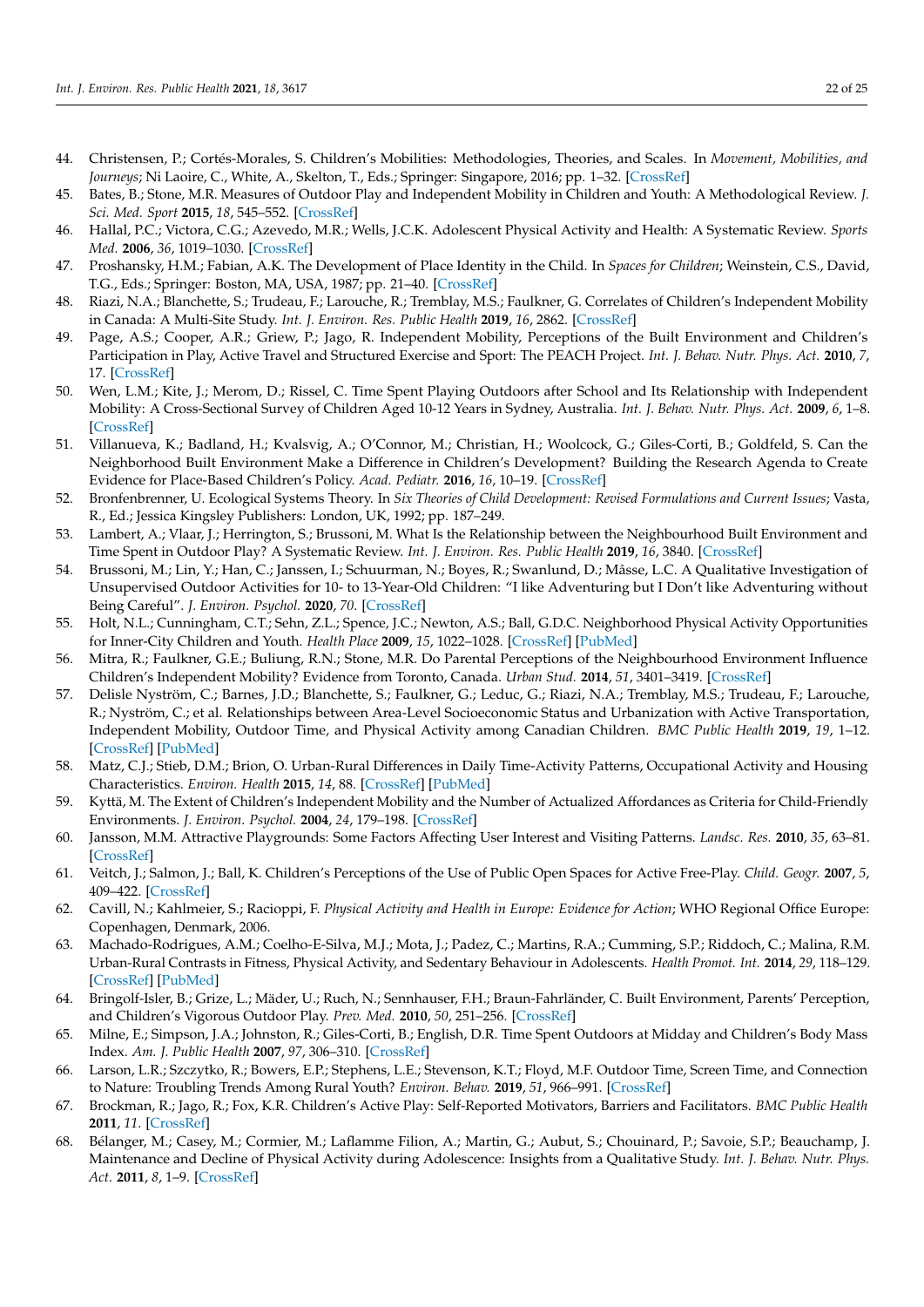44. Christensen, P.; Cortés-Morales, S. Children's Mobilities: Methodologies, Theories, and Scales. In *Movement, Mobilities, and Journeys*; Ni Laoire, C., White, A., Skelton, T., Eds.; Springer: Singapore, 2016; pp. 1–32. [CrossRef]
45. Bates, B.; Stone, M.R. Measures of Outdoor Play and Independent Mobility in Children and Youth: A Methodological Review. *J. Sci. Med. Sport* **2015**, *18*, 545–552. [CrossRef]
46. Hallal, P.C.; Victora, C.G.; Azevedo, M.R.; Wells, J.C.K. Adolescent Physical Activity and Health: A Systematic Review. *Sports Med.* **2006**, *36*, 1019–1030. [CrossRef]
47. Proshansky, H.M.; Fabian, A.K. The Development of Place Identity in the Child. In *Spaces for Children*; Weinstein, C.S., David, T.G., Eds.; Springer: Boston, MA, USA, 1987; pp. 21–40. [CrossRef]
48. Riazi, N.A.; Blanchette, S.; Trudeau, F.; Larouche, R.; Tremblay, M.S.; Faulkner, G. Correlates of Children's Independent Mobility in Canada: A Multi-Site Study. *Int. J. Environ. Res. Public Health* **2019**, *16*, 2862. [CrossRef]
49. Page, A.S.; Cooper, A.R.; Griew, P.; Jago, R. Independent Mobility, Perceptions of the Built Environment and Children's Participation in Play, Active Travel and Structured Exercise and Sport: The PEACH Project. *Int. J. Behav. Nutr. Phys. Act.* **2010**, *7*, 17. [CrossRef]
50. Wen, L.M.; Kite, J.; Merom, D.; Rissel, C. Time Spent Playing Outdoors after School and Its Relationship with Independent Mobility: A Cross-Sectional Survey of Children Aged 10-12 Years in Sydney, Australia. *Int. J. Behav. Nutr. Phys. Act.* **2009**, *6*, 1–8. [CrossRef]
51. Villanueva, K.; Badland, H.; Kvalsvig, A.; O'Connor, M.; Christian, H.; Woolcock, G.; Giles-Corti, B.; Goldfeld, S. Can the Neighborhood Built Environment Make a Difference in Children's Development? Building the Research Agenda to Create Evidence for Place-Based Children's Policy. *Acad. Pediatr.* **2016**, *16*, 10–19. [CrossRef]
52. Bronfenbrenner, U. Ecological Systems Theory. In *Six Theories of Child Development: Revised Formulations and Current Issues*; Vasta, R., Ed.; Jessica Kingsley Publishers: London, UK, 1992; pp. 187–249.
53. Lambert, A.; Vlaar, J.; Herrington, S.; Brussoni, M. What Is the Relationship between the Neighbourhood Built Environment and Time Spent in Outdoor Play? A Systematic Review. *Int. J. Environ. Res. Public Health* **2019**, *16*, 3840. [CrossRef]
54. Brussoni, M.; Lin, Y.; Han, C.; Janssen, I.; Schuurman, N.; Boyes, R.; Swanlund, D.; Mâsse, L.C. A Qualitative Investigation of Unsupervised Outdoor Activities for 10- to 13-Year-Old Children: "I like Adventuring but I Don't like Adventuring without Being Careful". *J. Environ. Psychol.* **2020**, *70*. [CrossRef]
55. Holt, N.L.; Cunningham, C.T.; Sehn, Z.L.; Spence, J.C.; Newton, A.S.; Ball, G.D.C. Neighborhood Physical Activity Opportunities for Inner-City Children and Youth. *Health Place* **2009**, *15*, 1022–1028. [CrossRef] [PubMed]
56. Mitra, R.; Faulkner, G.E.; Buliung, R.N.; Stone, M.R. Do Parental Perceptions of the Neighbourhood Environment Influence Children's Independent Mobility? Evidence from Toronto, Canada. *Urban Stud.* **2014**, *51*, 3401–3419. [CrossRef]
57. Delisle Nyström, C.; Barnes, J.D.; Blanchette, S.; Faulkner, G.; Leduc, G.; Riazi, N.A.; Tremblay, M.S.; Trudeau, F.; Larouche, R.; Nyström, C.; et al. Relationships between Area-Level Socioeconomic Status and Urbanization with Active Transportation, Independent Mobility, Outdoor Time, and Physical Activity among Canadian Children. *BMC Public Health* **2019**, *19*, 1–12. [CrossRef] [PubMed]
58. Matz, C.J.; Stieb, D.M.; Brion, O. Urban-Rural Differences in Daily Time-Activity Patterns, Occupational Activity and Housing Characteristics. *Environ. Health* **2015**, *14*, 88. [CrossRef] [PubMed]
59. Kyttä, M. The Extent of Children's Independent Mobility and the Number of Actualized Affordances as Criteria for Child-Friendly Environments. *J. Environ. Psychol.* **2004**, *24*, 179–198. [CrossRef]
60. Jansson, M.M. Attractive Playgrounds: Some Factors Affecting User Interest and Visiting Patterns. *Landsc. Res.* **2010**, *35*, 63–81. [CrossRef]
61. Veitch, J.; Salmon, J.; Ball, K. Children's Perceptions of the Use of Public Open Spaces for Active Free-Play. *Child. Geogr.* **2007**, *5*, 409–422. [CrossRef]
62. Cavill, N.; Kahlmeier, S.; Racioppi, F. *Physical Activity and Health in Europe: Evidence for Action*; WHO Regional Office Europe: Copenhagen, Denmark, 2006.
63. Machado-Rodrigues, A.M.; Coelho-E-Silva, M.J.; Mota, J.; Padez, C.; Martins, R.A.; Cumming, S.P.; Riddoch, C.; Malina, R.M. Urban-Rural Contrasts in Fitness, Physical Activity, and Sedentary Behaviour in Adolescents. *Health Promot. Int.* **2014**, *29*, 118–129. [CrossRef] [PubMed]
64. Bringolf-Isler, B.; Grize, L.; Mäder, U.; Ruch, N.; Sennhauser, F.H.; Braun-Fahrländer, C. Built Environment, Parents' Perception, and Children's Vigorous Outdoor Play. *Prev. Med.* **2010**, *50*, 251–256. [CrossRef]
65. Milne, E.; Simpson, J.A.; Johnston, R.; Giles-Corti, B.; English, D.R. Time Spent Outdoors at Midday and Children's Body Mass Index. *Am. J. Public Health* **2007**, *97*, 306–310. [CrossRef]
66. Larson, L.R.; Szczytko, R.; Bowers, E.P.; Stephens, L.E.; Stevenson, K.T.; Floyd, M.F. Outdoor Time, Screen Time, and Connection to Nature: Troubling Trends Among Rural Youth? *Environ. Behav.* **2019**, *51*, 966–991. [CrossRef]
67. Brockman, R.; Jago, R.; Fox, K.R. Children's Active Play: Self-Reported Motivators, Barriers and Facilitators. *BMC Public Health* **2011**, *11*. [CrossRef]
68. Bélanger, M.; Casey, M.; Cormier, M.; Laflamme Filion, A.; Martin, G.; Aubut, S.; Chouinard, P.; Savoie, S.P.; Beauchamp, J. Maintenance and Decline of Physical Activity during Adolescence: Insights from a Qualitative Study. *Int. J. Behav. Nutr. Phys. Act.* **2011**, *8*, 1–9. [CrossRef]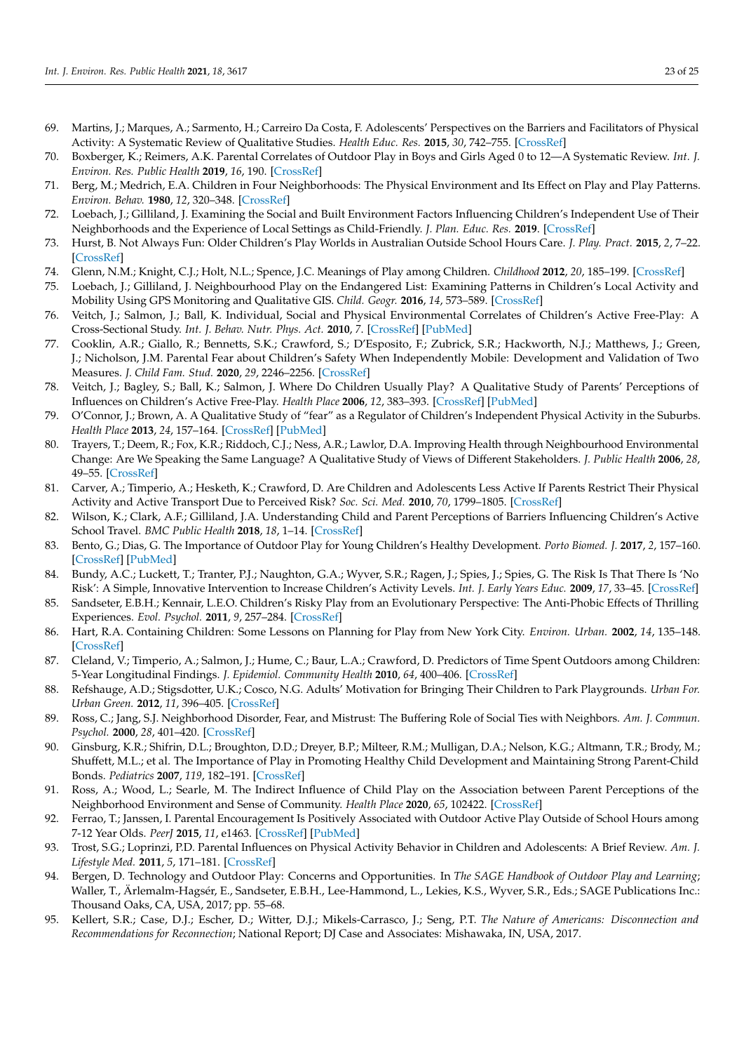69. Martins, J.; Marques, A.; Sarmento, H.; Carreiro Da Costa, F. Adolescents' Perspectives on the Barriers and Facilitators of Physical Activity: A Systematic Review of Qualitative Studies. *Health Educ. Res.* **2015**, *30*, 742–755. [CrossRef]
70. Boxberger, K.; Reimers, A.K. Parental Correlates of Outdoor Play in Boys and Girls Aged 0 to 12—A Systematic Review. *Int. J. Environ. Res. Public Health* **2019**, *16*, 190. [CrossRef]
71. Berg, M.; Medrich, E.A. Children in Four Neighborhoods: The Physical Environment and Its Effect on Play and Play Patterns. *Environ. Behav.* **1980**, *12*, 320–348. [CrossRef]
72. Loebach, J.; Gilliland, J. Examining the Social and Built Environment Factors Influencing Children's Independent Use of Their Neighborhoods and the Experience of Local Settings as Child-Friendly. *J. Plan. Educ. Res.* **2019**. [CrossRef]
73. Hurst, B. Not Always Fun: Older Children's Play Worlds in Australian Outside School Hours Care. *J. Play. Pract.* **2015**, *2*, 7–22. [CrossRef]
74. Glenn, N.M.; Knight, C.J.; Holt, N.L.; Spence, J.C. Meanings of Play among Children. *Childhood* **2012**, *20*, 185–199. [CrossRef]
75. Loebach, J.; Gilliland, J. Neighbourhood Play on the Endangered List: Examining Patterns in Children's Local Activity and Mobility Using GPS Monitoring and Qualitative GIS. *Child. Geogr.* **2016**, *14*, 573–589. [CrossRef]
76. Veitch, J.; Salmon, J.; Ball, K. Individual, Social and Physical Environmental Correlates of Children's Active Free-Play: A Cross-Sectional Study. *Int. J. Behav. Nutr. Phys. Act.* **2010**, *7*. [CrossRef] [PubMed]
77. Cooklin, A.R.; Giallo, R.; Bennetts, S.K.; Crawford, S.; D'Esposito, F.; Zubrick, S.R.; Hackworth, N.J.; Matthews, J.; Green, J.; Nicholson, J.M. Parental Fear about Children's Safety When Independently Mobile: Development and Validation of Two Measures. *J. Child Fam. Stud.* **2020**, *29*, 2246–2256. [CrossRef]
78. Veitch, J.; Bagley, S.; Ball, K.; Salmon, J. Where Do Children Usually Play? A Qualitative Study of Parents' Perceptions of Influences on Children's Active Free-Play. *Health Place* **2006**, *12*, 383–393. [CrossRef] [PubMed]
79. O'Connor, J.; Brown, A. A Qualitative Study of "fear" as a Regulator of Children's Independent Physical Activity in the Suburbs. *Health Place* **2013**, *24*, 157–164. [CrossRef] [PubMed]
80. Trayers, T.; Deem, R.; Fox, K.R.; Riddoch, C.J.; Ness, A.R.; Lawlor, D.A. Improving Health through Neighbourhood Environmental Change: Are We Speaking the Same Language? A Qualitative Study of Views of Different Stakeholders. *J. Public Health* **2006**, *28*, 49–55. [CrossRef]
81. Carver, A.; Timperio, A.; Hesketh, K.; Crawford, D. Are Children and Adolescents Less Active If Parents Restrict Their Physical Activity and Active Transport Due to Perceived Risk? *Soc. Sci. Med.* **2010**, *70*, 1799–1805. [CrossRef]
82. Wilson, K.; Clark, A.F.; Gilliland, J.A. Understanding Child and Parent Perceptions of Barriers Influencing Children's Active School Travel. *BMC Public Health* **2018**, *18*, 1–14. [CrossRef]
83. Bento, G.; Dias, G. The Importance of Outdoor Play for Young Children's Healthy Development. *Porto Biomed. J.* **2017**, *2*, 157–160. [CrossRef] [PubMed]
84. Bundy, A.C.; Luckett, T.; Tranter, P.J.; Naughton, G.A.; Wyver, S.R.; Ragen, J.; Spies, J.; Spies, G. The Risk Is That There Is 'No Risk': A Simple, Innovative Intervention to Increase Children's Activity Levels. *Int. J. Early Years Educ.* **2009**, *17*, 33–45. [CrossRef]
85. Sandseter, E.B.H.; Kennair, L.E.O. Children's Risky Play from an Evolutionary Perspective: The Anti-Phobic Effects of Thrilling Experiences. *Evol. Psychol.* **2011**, *9*, 257–284. [CrossRef]
86. Hart, R.A. Containing Children: Some Lessons on Planning for Play from New York City. *Environ. Urban.* **2002**, *14*, 135–148. [CrossRef]
87. Cleland, V.; Timperio, A.; Salmon, J.; Hume, C.; Baur, L.A.; Crawford, D. Predictors of Time Spent Outdoors among Children: 5-Year Longitudinal Findings. *J. Epidemiol. Community Health* **2010**, *64*, 400–406. [CrossRef]
88. Refshauge, A.D.; Stigsdotter, U.K.; Cosco, N.G. Adults' Motivation for Bringing Their Children to Park Playgrounds. *Urban For. Urban Green.* **2012**, *11*, 396–405. [CrossRef]
89. Ross, C.; Jang, S.J. Neighborhood Disorder, Fear, and Mistrust: The Buffering Role of Social Ties with Neighbors. *Am. J. Commun. Psychol.* **2000**, *28*, 401–420. [CrossRef]
90. Ginsburg, K.R.; Shifrin, D.L.; Broughton, D.D.; Dreyer, B.P.; Milteer, R.M.; Mulligan, D.A.; Nelson, K.G.; Altmann, T.R.; Brody, M.; Shuffett, M.L.; et al. The Importance of Play in Promoting Healthy Child Development and Maintaining Strong Parent-Child Bonds. *Pediatrics* **2007**, *119*, 182–191. [CrossRef]
91. Ross, A.; Wood, L.; Searle, M. The Indirect Influence of Child Play on the Association between Parent Perceptions of the Neighborhood Environment and Sense of Community. *Health Place* **2020**, *65*, 102422. [CrossRef]
92. Ferrao, T.; Janssen, I. Parental Encouragement Is Positively Associated with Outdoor Active Play Outside of School Hours among 7-12 Year Olds. *PeerJ* **2015**, *11*, e1463. [CrossRef] [PubMed]
93. Trost, S.G.; Loprinzi, P.D. Parental Influences on Physical Activity Behavior in Children and Adolescents: A Brief Review. *Am. J. Lifestyle Med.* **2011**, *5*, 171–181. [CrossRef]
94. Bergen, D. Technology and Outdoor Play: Concerns and Opportunities. In *The SAGE Handbook of Outdoor Play and Learning*; Waller, T., Ärlemalm-Hagsér, E., Sandseter, E.B.H., Lee-Hammond, L., Lekies, K.S., Wyver, S.R., Eds.; SAGE Publications Inc.: Thousand Oaks, CA, USA, 2017; pp. 55–68.
95. Kellert, S.R.; Case, D.J.; Escher, D.; Witter, D.J.; Mikels-Carrasco, J.; Seng, P.T. *The Nature of Americans: Disconnection and Recommendations for Reconnection*; National Report; DJ Case and Associates: Mishawaka, IN, USA, 2017.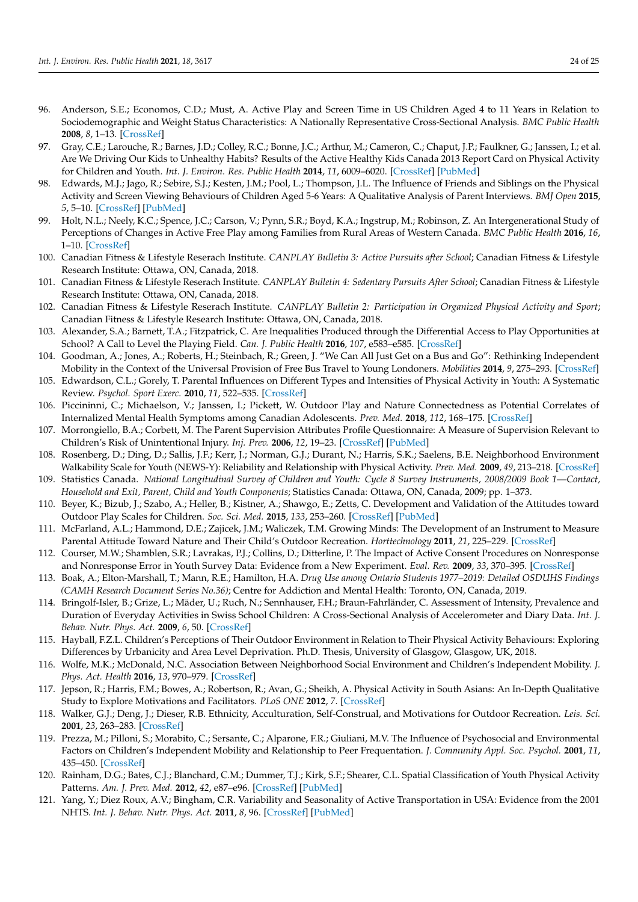96. Anderson, S.E.; Economos, C.D.; Must, A. Active Play and Screen Time in US Children Aged 4 to 11 Years in Relation to Sociodemographic and Weight Status Characteristics: A Nationally Representative Cross-Sectional Analysis. *BMC Public Health* **2008**, *8*, 1–13. [CrossRef]
97. Gray, C.E.; Larouche, R.; Barnes, J.D.; Colley, R.C.; Bonne, J.C.; Arthur, M.; Cameron, C.; Chaput, J.P.; Faulkner, G.; Janssen, I.; et al. Are We Driving Our Kids to Unhealthy Habits? Results of the Active Healthy Kids Canada 2013 Report Card on Physical Activity for Children and Youth. *Int. J. Environ. Res. Public Health* **2014**, *11*, 6009–6020. [CrossRef] [PubMed]
98. Edwards, M.J.; Jago, R.; Sebire, S.J.; Kesten, J.M.; Pool, L.; Thompson, J.L. The Influence of Friends and Siblings on the Physical Activity and Screen Viewing Behaviours of Children Aged 5-6 Years: A Qualitative Analysis of Parent Interviews. *BMJ Open* **2015**, *5*, 5–10. [CrossRef] [PubMed]
99. Holt, N.L.; Neely, K.C.; Spence, J.C.; Carson, V.; Pynn, S.R.; Boyd, K.A.; Ingstrup, M.; Robinson, Z. An Intergenerational Study of Perceptions of Changes in Active Free Play among Families from Rural Areas of Western Canada. *BMC Public Health* **2016**, *16*, 1–10. [CrossRef]
100. Canadian Fitness & Lifestyle Reserach Institute. *CANPLAY Bulletin 3: Active Pursuits after School*; Canadian Fitness & Lifestyle Research Institute: Ottawa, ON, Canada, 2018.
101. Canadian Fitness & Lifestyle Reserach Institute. *CANPLAY Bulletin 4: Sedentary Pursuits After School*; Canadian Fitness & Lifestyle Research Institute: Ottawa, ON, Canada, 2018.
102. Canadian Fitness & Lifestyle Reserach Institute. *CANPLAY Bulletin 2: Participation in Organized Physical Activity and Sport*; Canadian Fitness & Lifestyle Research Institute: Ottawa, ON, Canada, 2018.
103. Alexander, S.A.; Barnett, T.A.; Fitzpatrick, C. Are Inequalities Produced through the Differential Access to Play Opportunities at School? A Call to Level the Playing Field. *Can. J. Public Health* **2016**, *107*, e583–e585. [CrossRef]
104. Goodman, A.; Jones, A.; Roberts, H.; Steinbach, R.; Green, J. "We Can All Just Get on a Bus and Go": Rethinking Independent Mobility in the Context of the Universal Provision of Free Bus Travel to Young Londoners. *Mobilities* **2014**, *9*, 275–293. [CrossRef]
105. Edwardson, C.L.; Gorely, T. Parental Influences on Different Types and Intensities of Physical Activity in Youth: A Systematic Review. *Psychol. Sport Exerc.* **2010**, *11*, 522–535. [CrossRef]
106. Piccininni, C.; Michaelson, V.; Janssen, I.; Pickett, W. Outdoor Play and Nature Connectedness as Potential Correlates of Internalized Mental Health Symptoms among Canadian Adolescents. *Prev. Med.* **2018**, *112*, 168–175. [CrossRef]
107. Morrongiello, B.A.; Corbett, M. The Parent Supervision Attributes Profile Questionnaire: A Measure of Supervision Relevant to Children's Risk of Unintentional Injury. *Inj. Prev.* **2006**, *12*, 19–23. [CrossRef] [PubMed]
108. Rosenberg, D.; Ding, D.; Sallis, J.F.; Kerr, J.; Norman, G.J.; Durant, N.; Harris, S.K.; Saelens, B.E. Neighborhood Environment Walkability Scale for Youth (NEWS-Y): Reliability and Relationship with Physical Activity. *Prev. Med.* **2009**, *49*, 213–218. [CrossRef]
109. Statistics Canada. *National Longitudinal Survey of Children and Youth: Cycle 8 Survey Instruments, 2008/2009 Book 1—Contact, Household and Exit, Parent, Child and Youth Components*; Statistics Canada: Ottawa, ON, Canada, 2009; pp. 1–373.
110. Beyer, K.; Bizub, J.; Szabo, A.; Heller, B.; Kistner, A.; Shawgo, E.; Zetts, C. Development and Validation of the Attitudes toward Outdoor Play Scales for Children. *Soc. Sci. Med.* **2015**, *133*, 253–260. [CrossRef] [PubMed]
111. McFarland, A.L.; Hammond, D.E.; Zajicek, J.M.; Waliczek, T.M. Growing Minds: The Development of an Instrument to Measure Parental Attitude Toward Nature and Their Child's Outdoor Recreation. *Horttechnology* **2011**, *21*, 225–229. [CrossRef]
112. Courser, M.W.; Shamblen, S.R.; Lavrakas, P.J.; Collins, D.; Ditterline, P. The Impact of Active Consent Procedures on Nonresponse and Nonresponse Error in Youth Survey Data: Evidence from a New Experiment. *Eval. Rev.* **2009**, *33*, 370–395. [CrossRef]
113. Boak, A.; Elton-Marshall, T.; Mann, R.E.; Hamilton, H.A. *Drug Use among Ontario Students 1977–2019: Detailed OSDUHS Findings (CAMH Research Document Series No.36)*; Centre for Addiction and Mental Health: Toronto, ON, Canada, 2019.
114. Bringolf-Isler, B.; Grize, L.; Mäder, U.; Ruch, N.; Sennhauser, F.H.; Braun-Fahrländer, C. Assessment of Intensity, Prevalence and Duration of Everyday Activities in Swiss School Children: A Cross-Sectional Analysis of Accelerometer and Diary Data. *Int. J. Behav. Nutr. Phys. Act.* **2009**, *6*, 50. [CrossRef]
115. Hayball, F.Z.L. Children's Perceptions of Their Outdoor Environment in Relation to Their Physical Activity Behaviours: Exploring Differences by Urbanicity and Area Level Deprivation. Ph.D. Thesis, University of Glasgow, Glasgow, UK, 2018.
116. Wolfe, M.K.; McDonald, N.C. Association Between Neighborhood Social Environment and Children's Independent Mobility. *J. Phys. Act. Health* **2016**, *13*, 970–979. [CrossRef]
117. Jepson, R.; Harris, F.M.; Bowes, A.; Robertson, R.; Avan, G.; Sheikh, A. Physical Activity in South Asians: An In-Depth Qualitative Study to Explore Motivations and Facilitators. *PLoS ONE* **2012**, *7*. [CrossRef]
118. Walker, G.J.; Deng, J.; Dieser, R.B. Ethnicity, Acculturation, Self-Construal, and Motivations for Outdoor Recreation. *Leis. Sci.* **2001**, *23*, 263–283. [CrossRef]
119. Prezza, M.; Pilloni, S.; Morabito, C.; Sersante, C.; Alparone, F.R.; Giuliani, M.V. The Influence of Psychosocial and Environmental Factors on Children's Independent Mobility and Relationship to Peer Frequentation. *J. Community Appl. Soc. Psychol.* **2001**, *11*, 435–450. [CrossRef]
120. Rainham, D.G.; Bates, C.J.; Blanchard, C.M.; Dummer, T.J.; Kirk, S.F.; Shearer, C.L. Spatial Classification of Youth Physical Activity Patterns. *Am. J. Prev. Med.* **2012**, *42*, e87–e96. [CrossRef] [PubMed]
121. Yang, Y.; Diez Roux, A.V.; Bingham, C.R. Variability and Seasonality of Active Transportation in USA: Evidence from the 2001 NHTS. *Int. J. Behav. Nutr. Phys. Act.* **2011**, *8*, 96. [CrossRef] [PubMed]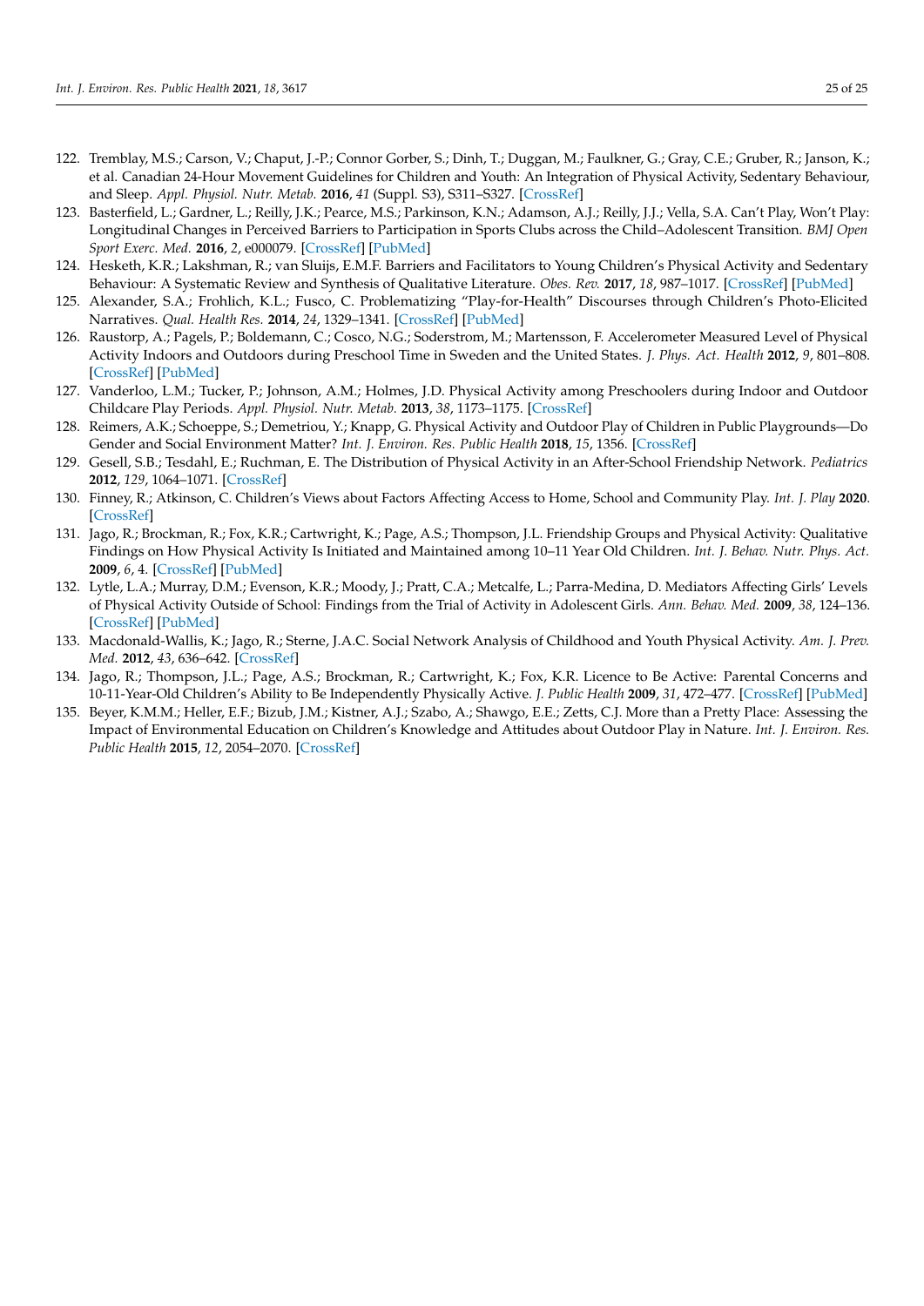122. Tremblay, M.S.; Carson, V.; Chaput, J.-P.; Connor Gorber, S.; Dinh, T.; Duggan, M.; Faulkner, G.; Gray, C.E.; Gruber, R.; Janson, K.; et al. Canadian 24-Hour Movement Guidelines for Children and Youth: An Integration of Physical Activity, Sedentary Behaviour, and Sleep. *Appl. Physiol. Nutr. Metab.* **2016**, *41* (Suppl. S3), S311–S327. [CrossRef]
123. Basterfield, L.; Gardner, L.; Reilly, J.K.; Pearce, M.S.; Parkinson, K.N.; Adamson, A.J.; Reilly, J.J.; Vella, S.A. Can't Play, Won't Play: Longitudinal Changes in Perceived Barriers to Participation in Sports Clubs across the Child–Adolescent Transition. *BMJ Open Sport Exerc. Med.* **2016**, *2*, e000079. [CrossRef] [PubMed]
124. Hesketh, K.R.; Lakshman, R.; van Sluijs, E.M.F. Barriers and Facilitators to Young Children's Physical Activity and Sedentary Behaviour: A Systematic Review and Synthesis of Qualitative Literature. *Obes. Rev.* **2017**, *18*, 987–1017. [CrossRef] [PubMed]
125. Alexander, S.A.; Frohlich, K.L.; Fusco, C. Problematizing "Play-for-Health" Discourses through Children's Photo-Elicited Narratives. *Qual. Health Res.* **2014**, *24*, 1329–1341. [CrossRef] [PubMed]
126. Raustorp, A.; Pagels, P.; Boldemann, C.; Cosco, N.G.; Soderstrom, M.; Martensson, F. Accelerometer Measured Level of Physical Activity Indoors and Outdoors during Preschool Time in Sweden and the United States. *J. Phys. Act. Health* **2012**, *9*, 801–808. [CrossRef] [PubMed]
127. Vanderloo, L.M.; Tucker, P.; Johnson, A.M.; Holmes, J.D. Physical Activity among Preschoolers during Indoor and Outdoor Childcare Play Periods. *Appl. Physiol. Nutr. Metab.* **2013**, *38*, 1173–1175. [CrossRef]
128. Reimers, A.K.; Schoeppe, S.; Demetriou, Y.; Knapp, G. Physical Activity and Outdoor Play of Children in Public Playgrounds—Do Gender and Social Environment Matter? *Int. J. Environ. Res. Public Health* **2018**, *15*, 1356. [CrossRef]
129. Gesell, S.B.; Tesdahl, E.; Ruchman, E. The Distribution of Physical Activity in an After-School Friendship Network. *Pediatrics* **2012**, *129*, 1064–1071. [CrossRef]
130. Finney, R.; Atkinson, C. Children's Views about Factors Affecting Access to Home, School and Community Play. *Int. J. Play* **2020**. [CrossRef]
131. Jago, R.; Brockman, R.; Fox, K.R.; Cartwright, K.; Page, A.S.; Thompson, J.L. Friendship Groups and Physical Activity: Qualitative Findings on How Physical Activity Is Initiated and Maintained among 10–11 Year Old Children. *Int. J. Behav. Nutr. Phys. Act.* **2009**, *6*, 4. [CrossRef] [PubMed]
132. Lytle, L.A.; Murray, D.M.; Evenson, K.R.; Moody, J.; Pratt, C.A.; Metcalfe, L.; Parra-Medina, D. Mediators Affecting Girls' Levels of Physical Activity Outside of School: Findings from the Trial of Activity in Adolescent Girls. *Ann. Behav. Med.* **2009**, *38*, 124–136. [CrossRef] [PubMed]
133. Macdonald-Wallis, K.; Jago, R.; Sterne, J.A.C. Social Network Analysis of Childhood and Youth Physical Activity. *Am. J. Prev. Med.* **2012**, *43*, 636–642. [CrossRef]
134. Jago, R.; Thompson, J.L.; Page, A.S.; Brockman, R.; Cartwright, K.; Fox, K.R. Licence to Be Active: Parental Concerns and 10-11-Year-Old Children's Ability to Be Independently Physically Active. *J. Public Health* **2009**, *31*, 472–477. [CrossRef] [PubMed]
135. Beyer, K.M.M.; Heller, E.F.; Bizub, J.M.; Kistner, A.J.; Szabo, A.; Shawgo, E.E.; Zetts, C.J. More than a Pretty Place: Assessing the Impact of Environmental Education on Children's Knowledge and Attitudes about Outdoor Play in Nature. *Int. J. Environ. Res. Public Health* **2015**, *12*, 2054–2070. [CrossRef]